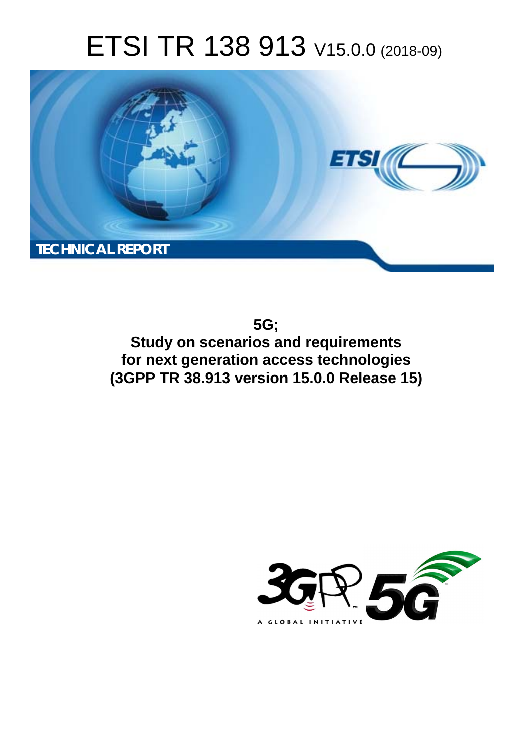# ETSI TR 138 913 V15.0.0 (2018-09)

**TECHNICAL REPORT**

**5G;**
**Study on scenarios and requirements for next generation access technologies**
**(3GPP TR 38.913 version 15.0.0 Release 15)**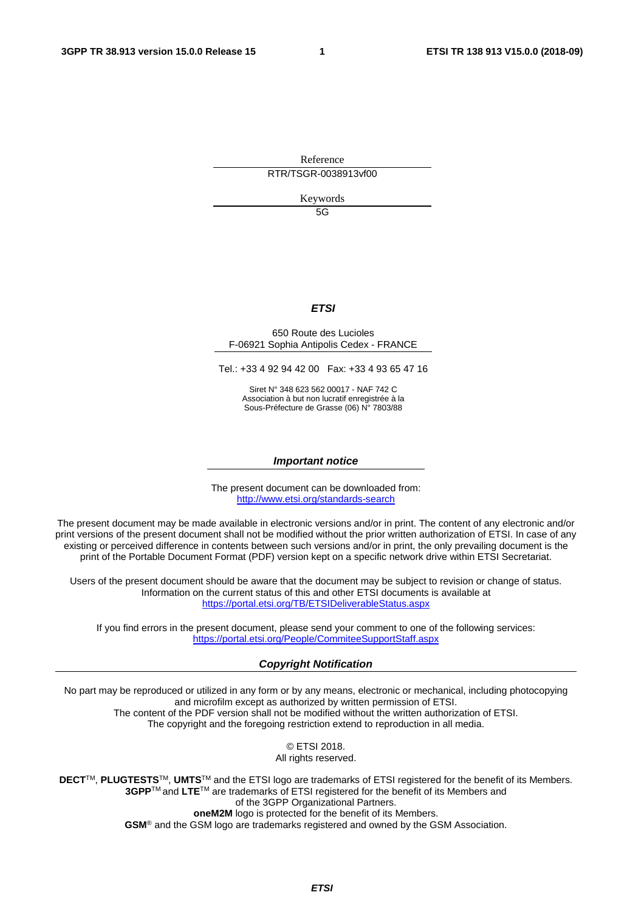Reference

RTR/TSGR-0038913vf00

Keywords

5G

***ETSI***

650 Route des Lucioles
F-06921 Sophia Antipolis Cedex - FRANCE

Tel.: +33 4 92 94 42 00 Fax: +33 4 93 65 47 16

Siret N° 348 623 562 00017 - NAF 742 C
Association à but non lucratif enregistrée à la
Sous-Préfecture de Grasse (06) N° 7803/88

***Important notice***

The present document can be downloaded from:
http://www.etsi.org/standards-search

The present document may be made available in electronic versions and/or in print. The content of any electronic and/or print versions of the present document shall not be modified without the prior written authorization of ETSI. In case of any existing or perceived difference in contents between such versions and/or in print, the only prevailing document is the print of the Portable Document Format (PDF) version kept on a specific network drive within ETSI Secretariat.

Users of the present document should be aware that the document may be subject to revision or change of status. Information on the current status of this and other ETSI documents is available at
https://portal.etsi.org/TB/ETSIDeliverableStatus.aspx

If you find errors in the present document, please send your comment to one of the following services:
https://portal.etsi.org/People/CommiteeSupportStaff.aspx

***Copyright Notification***

No part may be reproduced or utilized in any form or by any means, electronic or mechanical, including photocopying and microfilm except as authorized by written permission of ETSI.
The content of the PDF version shall not be modified without the written authorization of ETSI.
The copyright and the foregoing restriction extend to reproduction in all media.

© ETSI 2018.
All rights reserved.

**DECT**™, **PLUGTESTS**™, **UMTS**™ and the ETSI logo are trademarks of ETSI registered for the benefit of its Members.
**3GPP**™ and **LTE**™ are trademarks of ETSI registered for the benefit of its Members and of the 3GPP Organizational Partners.
**oneM2M** logo is protected for the benefit of its Members.
**GSM**® and the GSM logo are trademarks registered and owned by the GSM Association.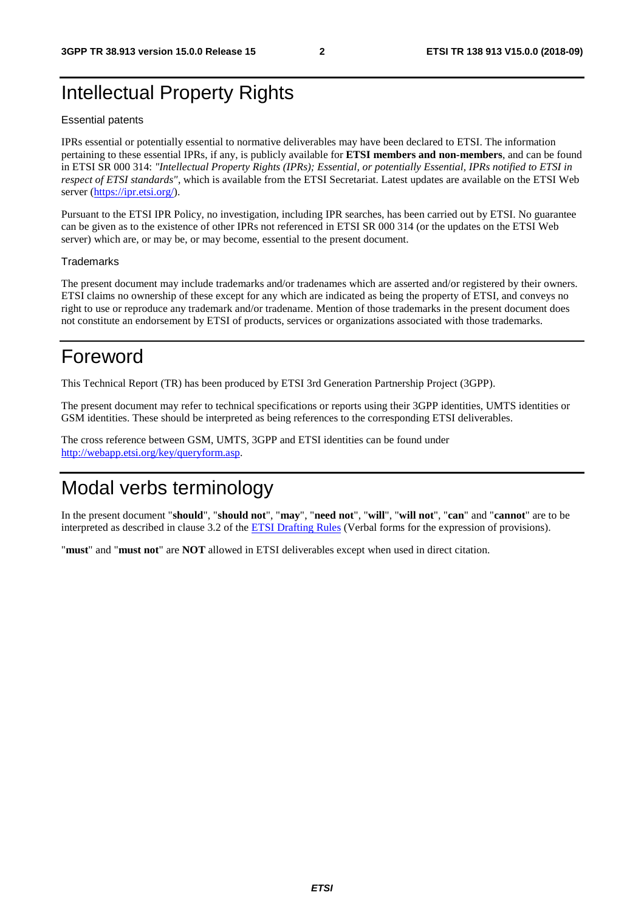# Intellectual Property Rights

Essential patents

IPRs essential or potentially essential to normative deliverables may have been declared to ETSI. The information pertaining to these essential IPRs, if any, is publicly available for **ETSI members and non-members**, and can be found in ETSI SR 000 314: *"Intellectual Property Rights (IPRs); Essential, or potentially Essential, IPRs notified to ETSI in respect of ETSI standards"*, which is available from the ETSI Secretariat. Latest updates are available on the ETSI Web server (https://ipr.etsi.org/).

Pursuant to the ETSI IPR Policy, no investigation, including IPR searches, has been carried out by ETSI. No guarantee can be given as to the existence of other IPRs not referenced in ETSI SR 000 314 (or the updates on the ETSI Web server) which are, or may be, or may become, essential to the present document.

Trademarks

The present document may include trademarks and/or tradenames which are asserted and/or registered by their owners. ETSI claims no ownership of these except for any which are indicated as being the property of ETSI, and conveys no right to use or reproduce any trademark and/or tradename. Mention of those trademarks in the present document does not constitute an endorsement by ETSI of products, services or organizations associated with those trademarks.

# Foreword

This Technical Report (TR) has been produced by ETSI 3rd Generation Partnership Project (3GPP).

The present document may refer to technical specifications or reports using their 3GPP identities, UMTS identities or GSM identities. These should be interpreted as being references to the corresponding ETSI deliverables.

The cross reference between GSM, UMTS, 3GPP and ETSI identities can be found under http://webapp.etsi.org/key/queryform.asp.

# Modal verbs terminology

In the present document "**should**", "**should not**", "**may**", "**need not**", "**will**", "**will not**", "**can**" and "**cannot**" are to be interpreted as described in clause 3.2 of the ETSI Drafting Rules (Verbal forms for the expression of provisions).

"**must**" and "**must not**" are **NOT** allowed in ETSI deliverables except when used in direct citation.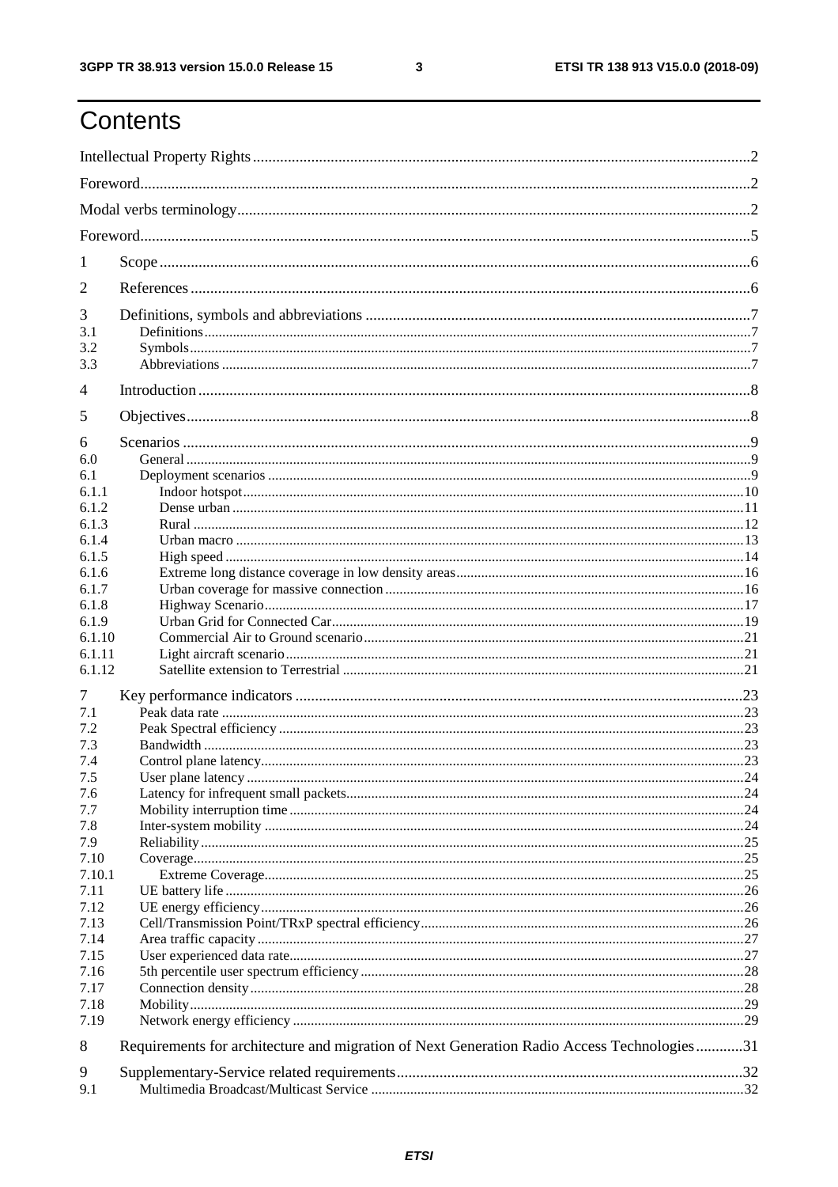# Contents

Intellectual Property Rights ....................................................................................................................2

Foreword....................................................................................................................................................2

Modal verbs terminology...........................................................................................................................2

Foreword....................................................................................................................................................5

1 Scope ......................................................................................................................................................6

2 References ..............................................................................................................................................6

3 Definitions, symbols and abbreviations ..................................................................................................7
3.1 Definitions ............................................................................................................................................7
3.2 Symbols ................................................................................................................................................7
3.3 Abbreviations .......................................................................................................................................7

4 Introduction ............................................................................................................................................8

5 Objectives ...............................................................................................................................................8

6 Scenarios ................................................................................................................................................9
6.0 General .................................................................................................................................................9
6.1 Deployment scenarios ..........................................................................................................................9
6.1.1 Indoor hotspot ....................................................................................................................................10
6.1.2 Dense urban .......................................................................................................................................11
6.1.3 Rural ..................................................................................................................................................12
6.1.4 Urban macro ......................................................................................................................................13
6.1.5 High speed .........................................................................................................................................14
6.1.6 Extreme long distance coverage in low density areas .......................................................................16
6.1.7 Urban coverage for massive connection ............................................................................................16
6.1.8 Highway Scenario ..............................................................................................................................17
6.1.9 Urban Grid for Connected Car ...........................................................................................................19
6.1.10 Commercial Air to Ground scenario .................................................................................................21
6.1.11 Light aircraft scenario .......................................................................................................................21
6.1.12 Satellite extension to Terrestrial .......................................................................................................21

7 Key performance indicators ..................................................................................................................23
7.1 Peak data rate .......................................................................................................................................23
7.2 Peak Spectral efficiency .......................................................................................................................23
7.3 Bandwidth ............................................................................................................................................23
7.4 Control plane latency ............................................................................................................................23
7.5 User plane latency ................................................................................................................................24
7.6 Latency for infrequent small packets ....................................................................................................24
7.7 Mobility interruption time ....................................................................................................................24
7.8 Inter-system mobility ...........................................................................................................................24
7.9 Reliability .............................................................................................................................................25
7.10 Coverage .............................................................................................................................................25
7.10.1 Extreme Coverage .............................................................................................................................25
7.11 UE battery life ......................................................................................................................................26
7.12 UE energy efficiency ............................................................................................................................26
7.13 Cell/Transmission Point/TRxP spectral efficiency ...............................................................................26
7.14 Area traffic capacity .............................................................................................................................27
7.15 User experienced data rate ...................................................................................................................27
7.16 5th percentile user spectrum efficiency ................................................................................................28
7.17 Connection density ...............................................................................................................................28
7.18 Mobility ................................................................................................................................................29
7.19 Network energy efficiency ...................................................................................................................29

8 Requirements for architecture and migration of Next Generation Radio Access Technologies ............31

9 Supplementary-Service related requirements .........................................................................................32
9.1 Multimedia Broadcast/Multicast Service ..............................................................................................32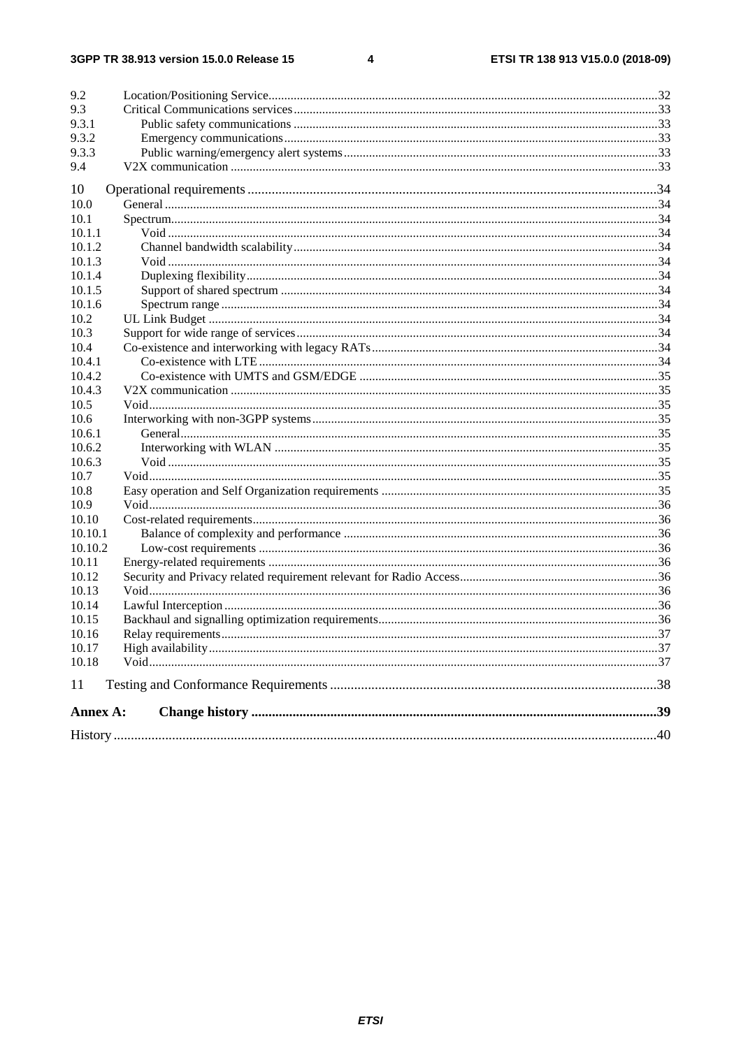9.2 Location/Positioning Service ..... 32
9.3 Critical Communications services ..... 33
9.3.1 Public safety communications ..... 33
9.3.2 Emergency communications ..... 33
9.3.3 Public warning/emergency alert systems ..... 33
9.4 V2X communication ..... 33

10 Operational requirements ..... 34
10.0 General ..... 34
10.1 Spectrum ..... 34
10.1.1 Void ..... 34
10.1.2 Channel bandwidth scalability ..... 34
10.1.3 Void ..... 34
10.1.4 Duplexing flexibility ..... 34
10.1.5 Support of shared spectrum ..... 34
10.1.6 Spectrum range ..... 34
10.2 UL Link Budget ..... 34
10.3 Support for wide range of services ..... 34
10.4 Co-existence and interworking with legacy RATs ..... 34
10.4.1 Co-existence with LTE ..... 34
10.4.2 Co-existence with UMTS and GSM/EDGE ..... 35
10.4.3 V2X communication ..... 35
10.5 Void ..... 35
10.6 Interworking with non-3GPP systems ..... 35
10.6.1 General ..... 35
10.6.2 Interworking with WLAN ..... 35
10.6.3 Void ..... 35
10.7 Void ..... 35
10.8 Easy operation and Self Organization requirements ..... 35
10.9 Void ..... 36
10.10 Cost-related requirements ..... 36
10.10.1 Balance of complexity and performance ..... 36
10.10.2 Low-cost requirements ..... 36
10.11 Energy-related requirements ..... 36
10.12 Security and Privacy related requirement relevant for Radio Access ..... 36
10.13 Void ..... 36
10.14 Lawful Interception ..... 36
10.15 Backhaul and signalling optimization requirements ..... 36
10.16 Relay requirements ..... 37
10.17 High availability ..... 37
10.18 Void ..... 37

11 Testing and Conformance Requirements ..... 38

**Annex A: Change history ..... 39**

History ..... 40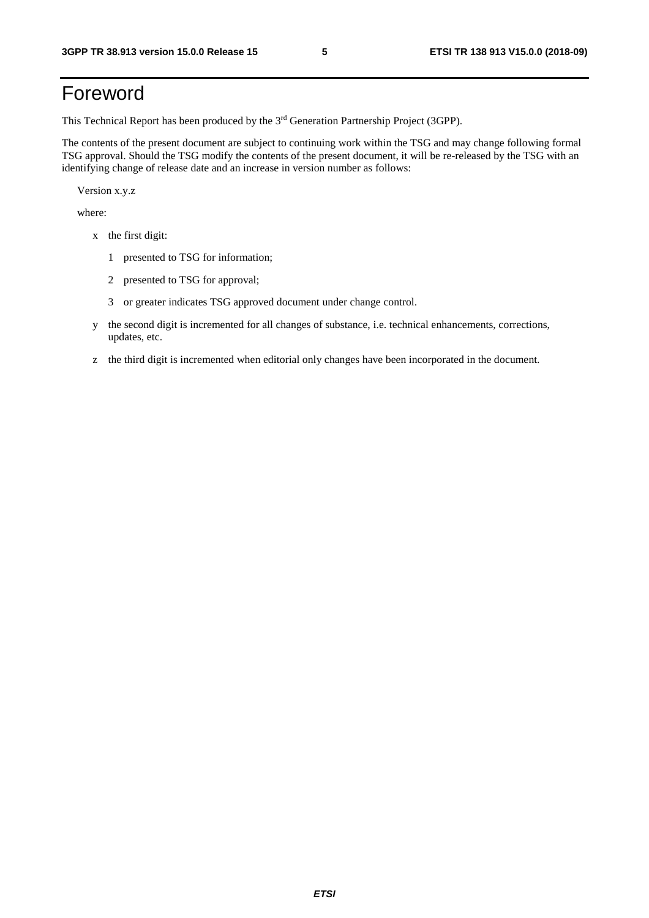# Foreword

This Technical Report has been produced by the 3rd Generation Partnership Project (3GPP).

The contents of the present document are subject to continuing work within the TSG and may change following formal TSG approval. Should the TSG modify the contents of the present document, it will be re-released by the TSG with an identifying change of release date and an increase in version number as follows:

Version x.y.z

where:

- x the first digit:
  - 1 presented to TSG for information;
  - 2 presented to TSG for approval;
  - 3 or greater indicates TSG approved document under change control.
- y the second digit is incremented for all changes of substance, i.e. technical enhancements, corrections, updates, etc.
- z the third digit is incremented when editorial only changes have been incorporated in the document.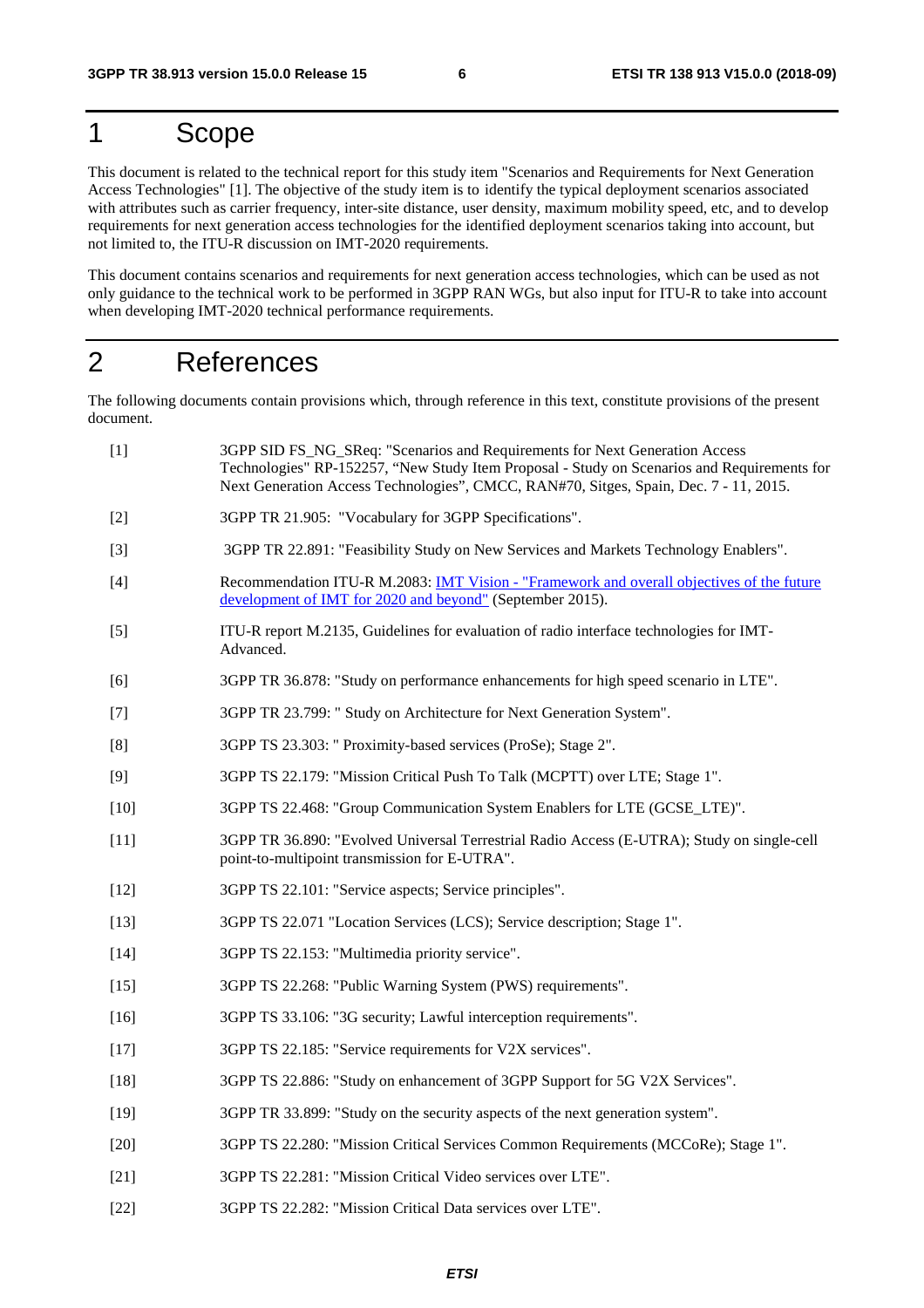# 1 Scope

This document is related to the technical report for this study item "Scenarios and Requirements for Next Generation Access Technologies" [1]. The objective of the study item is to identify the typical deployment scenarios associated with attributes such as carrier frequency, inter-site distance, user density, maximum mobility speed, etc, and to develop requirements for next generation access technologies for the identified deployment scenarios taking into account, but not limited to, the ITU-R discussion on IMT-2020 requirements.

This document contains scenarios and requirements for next generation access technologies, which can be used as not only guidance to the technical work to be performed in 3GPP RAN WGs, but also input for ITU-R to take into account when developing IMT-2020 technical performance requirements.

# 2 References

The following documents contain provisions which, through reference in this text, constitute provisions of the present document.

[1] 3GPP SID FS_NG_SReq: "Scenarios and Requirements for Next Generation Access Technologies" RP-152257, "New Study Item Proposal - Study on Scenarios and Requirements for Next Generation Access Technologies", CMCC, RAN#70, Sitges, Spain, Dec. 7 - 11, 2015.

[2] 3GPP TR 21.905: "Vocabulary for 3GPP Specifications".

[3] 3GPP TR 22.891: "Feasibility Study on New Services and Markets Technology Enablers".

[4] Recommendation ITU-R M.2083: IMT Vision - "Framework and overall objectives of the future development of IMT for 2020 and beyond" (September 2015).

[5] ITU-R report M.2135, Guidelines for evaluation of radio interface technologies for IMT-Advanced.

[6] 3GPP TR 36.878: "Study on performance enhancements for high speed scenario in LTE".

[7] 3GPP TR 23.799: " Study on Architecture for Next Generation System".

[8] 3GPP TS 23.303: " Proximity-based services (ProSe); Stage 2".

[9] 3GPP TS 22.179: "Mission Critical Push To Talk (MCPTT) over LTE; Stage 1".

[10] 3GPP TS 22.468: "Group Communication System Enablers for LTE (GCSE_LTE)".

[11] 3GPP TR 36.890: "Evolved Universal Terrestrial Radio Access (E-UTRA); Study on single-cell point-to-multipoint transmission for E-UTRA".

[12] 3GPP TS 22.101: "Service aspects; Service principles".

[13] 3GPP TS 22.071 "Location Services (LCS); Service description; Stage 1".

[14] 3GPP TS 22.153: "Multimedia priority service".

[15] 3GPP TS 22.268: "Public Warning System (PWS) requirements".

[16] 3GPP TS 33.106: "3G security; Lawful interception requirements".

[17] 3GPP TS 22.185: "Service requirements for V2X services".

[18] 3GPP TS 22.886: "Study on enhancement of 3GPP Support for 5G V2X Services".

[19] 3GPP TR 33.899: "Study on the security aspects of the next generation system".

[20] 3GPP TS 22.280: "Mission Critical Services Common Requirements (MCCoRe); Stage 1".

[21] 3GPP TS 22.281: "Mission Critical Video services over LTE".

[22] 3GPP TS 22.282: "Mission Critical Data services over LTE".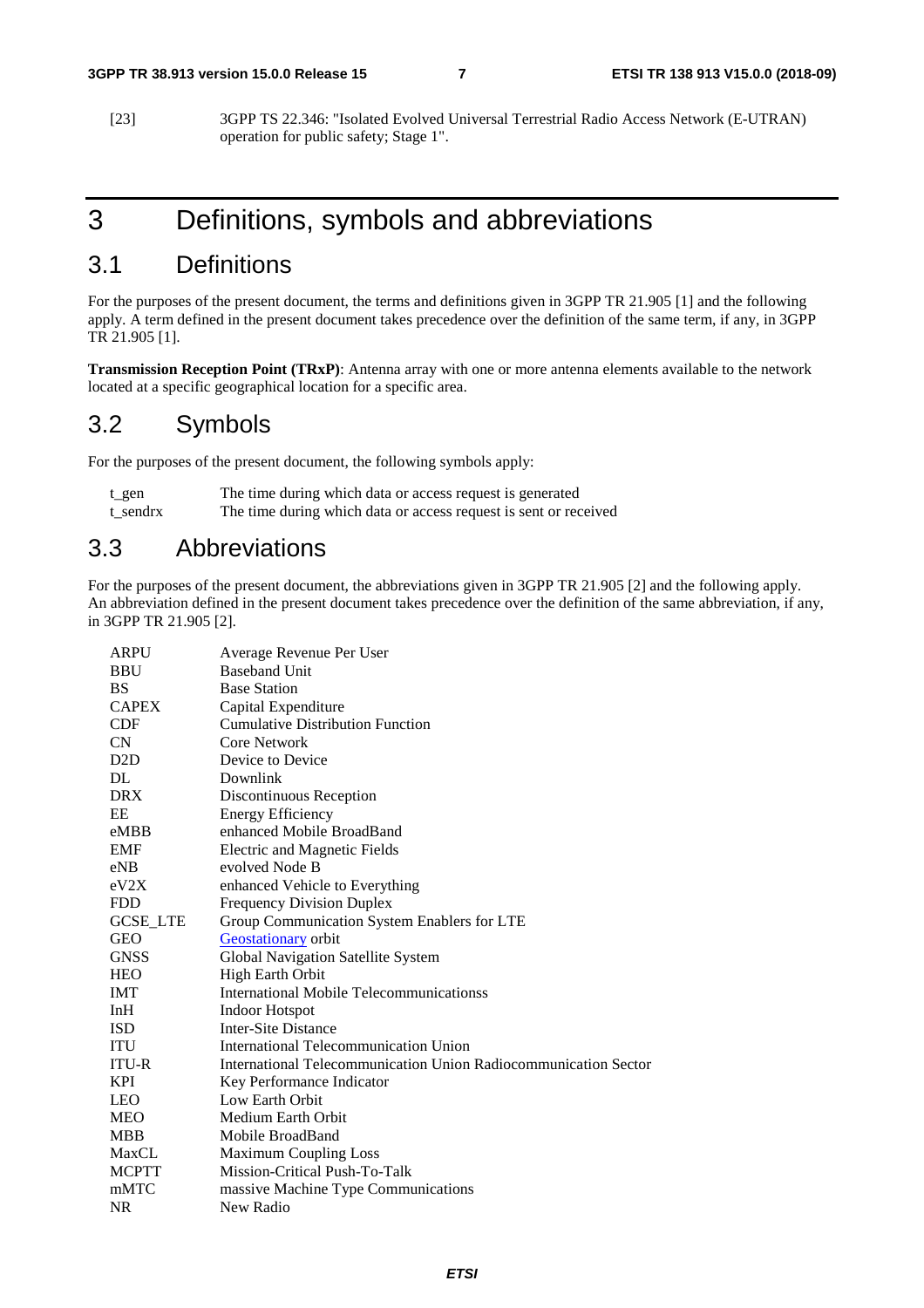[23] 3GPP TS 22.346: "Isolated Evolved Universal Terrestrial Radio Access Network (E-UTRAN) operation for public safety; Stage 1".

# 3 Definitions, symbols and abbreviations

## 3.1 Definitions

For the purposes of the present document, the terms and definitions given in 3GPP TR 21.905 [1] and the following apply. A term defined in the present document takes precedence over the definition of the same term, if any, in 3GPP TR 21.905 [1].

**Transmission Reception Point (TRxP)**: Antenna array with one or more antenna elements available to the network located at a specific geographical location for a specific area.

## 3.2 Symbols

For the purposes of the present document, the following symbols apply:

| | |
|---|---|
| t_gen | The time during which data or access request is generated |
| t_sendrx | The time during which data or access request is sent or received |

## 3.3 Abbreviations

For the purposes of the present document, the abbreviations given in 3GPP TR 21.905 [2] and the following apply. An abbreviation defined in the present document takes precedence over the definition of the same abbreviation, if any, in 3GPP TR 21.905 [2].

| | |
|---|---|
| ARPU | Average Revenue Per User |
| BBU | Baseband Unit |
| BS | Base Station |
| CAPEX | Capital Expenditure |
| CDF | Cumulative Distribution Function |
| CN | Core Network |
| D2D | Device to Device |
| DL | Downlink |
| DRX | Discontinuous Reception |
| EE | Energy Efficiency |
| eMBB | enhanced Mobile BroadBand |
| EMF | Electric and Magnetic Fields |
| eNB | evolved Node B |
| eV2X | enhanced Vehicle to Everything |
| FDD | Frequency Division Duplex |
| GCSE_LTE | Group Communication System Enablers for LTE |
| GEO | Geostationary orbit |
| GNSS | Global Navigation Satellite System |
| HEO | High Earth Orbit |
| IMT | International Mobile Telecommunicationss |
| InH | Indoor Hotspot |
| ISD | Inter-Site Distance |
| ITU | International Telecommunication Union |
| ITU-R | International Telecommunication Union Radiocommunication Sector |
| KPI | Key Performance Indicator |
| LEO | Low Earth Orbit |
| MEO | Medium Earth Orbit |
| MBB | Mobile BroadBand |
| MaxCL | Maximum Coupling Loss |
| MCPTT | Mission-Critical Push-To-Talk |
| mMTC | massive Machine Type Communications |
| NR | New Radio |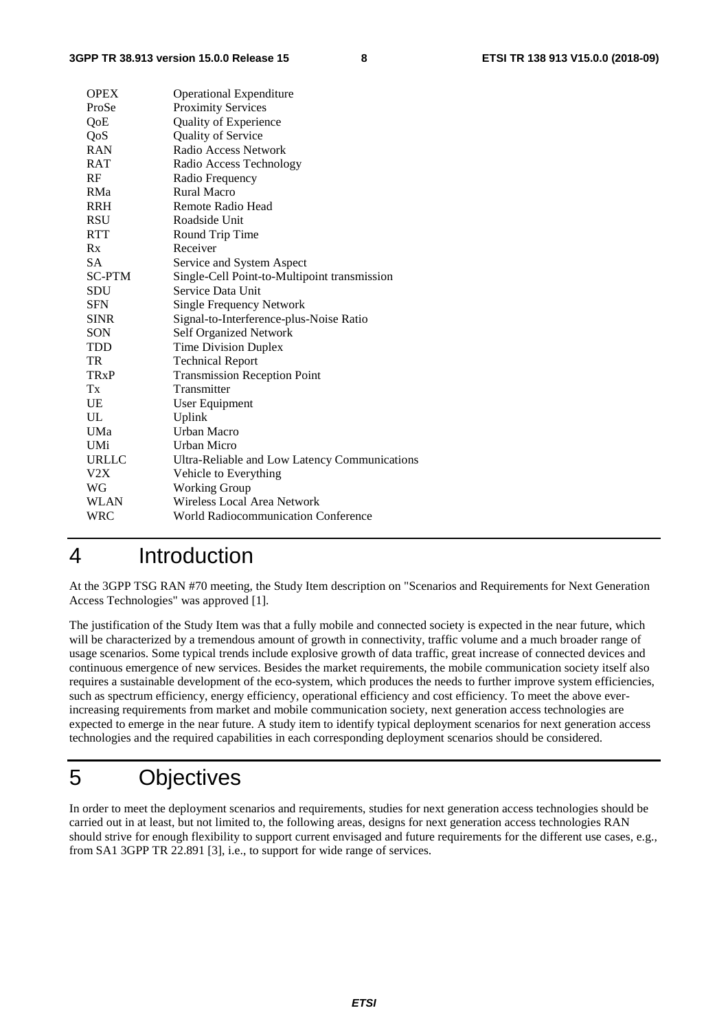| | |
|---|---|
| OPEX | Operational Expenditure |
| ProSe | Proximity Services |
| QoE | Quality of Experience |
| QoS | Quality of Service |
| RAN | Radio Access Network |
| RAT | Radio Access Technology |
| RF | Radio Frequency |
| RMa | Rural Macro |
| RRH | Remote Radio Head |
| RSU | Roadside Unit |
| RTT | Round Trip Time |
| Rx | Receiver |
| SA | Service and System Aspect |
| SC-PTM | Single-Cell Point-to-Multipoint transmission |
| SDU | Service Data Unit |
| SFN | Single Frequency Network |
| SINR | Signal-to-Interference-plus-Noise Ratio |
| SON | Self Organized Network |
| TDD | Time Division Duplex |
| TR | Technical Report |
| TRxP | Transmission Reception Point |
| Tx | Transmitter |
| UE | User Equipment |
| UL | Uplink |
| UMa | Urban Macro |
| UMi | Urban Micro |
| URLLC | Ultra-Reliable and Low Latency Communications |
| V2X | Vehicle to Everything |
| WG | Working Group |
| WLAN | Wireless Local Area Network |
| WRC | World Radiocommunication Conference |

# 4 Introduction

At the 3GPP TSG RAN #70 meeting, the Study Item description on "Scenarios and Requirements for Next Generation Access Technologies" was approved [1].

The justification of the Study Item was that a fully mobile and connected society is expected in the near future, which will be characterized by a tremendous amount of growth in connectivity, traffic volume and a much broader range of usage scenarios. Some typical trends include explosive growth of data traffic, great increase of connected devices and continuous emergence of new services. Besides the market requirements, the mobile communication society itself also requires a sustainable development of the eco-system, which produces the needs to further improve system efficiencies, such as spectrum efficiency, energy efficiency, operational efficiency and cost efficiency. To meet the above ever-increasing requirements from market and mobile communication society, next generation access technologies are expected to emerge in the near future. A study item to identify typical deployment scenarios for next generation access technologies and the required capabilities in each corresponding deployment scenarios should be considered.

# 5 Objectives

In order to meet the deployment scenarios and requirements, studies for next generation access technologies should be carried out in at least, but not limited to, the following areas, designs for next generation access technologies RAN should strive for enough flexibility to support current envisaged and future requirements for the different use cases, e.g., from SA1 3GPP TR 22.891 [3], i.e., to support for wide range of services.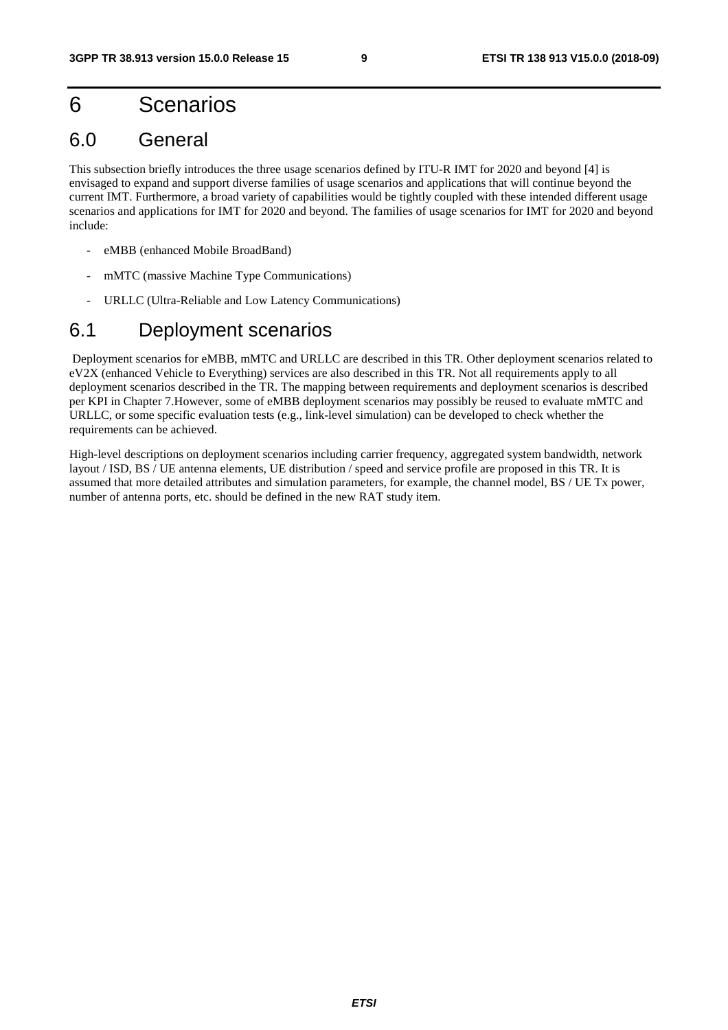# 6 Scenarios

## 6.0 General

This subsection briefly introduces the three usage scenarios defined by ITU-R IMT for 2020 and beyond [4] is envisaged to expand and support diverse families of usage scenarios and applications that will continue beyond the current IMT. Furthermore, a broad variety of capabilities would be tightly coupled with these intended different usage scenarios and applications for IMT for 2020 and beyond. The families of usage scenarios for IMT for 2020 and beyond include:

- eMBB (enhanced Mobile BroadBand)
- mMTC (massive Machine Type Communications)
- URLLC (Ultra-Reliable and Low Latency Communications)

## 6.1 Deployment scenarios

Deployment scenarios for eMBB, mMTC and URLLC are described in this TR. Other deployment scenarios related to eV2X (enhanced Vehicle to Everything) services are also described in this TR. Not all requirements apply to all deployment scenarios described in the TR. The mapping between requirements and deployment scenarios is described per KPI in Chapter 7.However, some of eMBB deployment scenarios may possibly be reused to evaluate mMTC and URLLC, or some specific evaluation tests (e.g., link-level simulation) can be developed to check whether the requirements can be achieved.

High-level descriptions on deployment scenarios including carrier frequency, aggregated system bandwidth, network layout / ISD, BS / UE antenna elements, UE distribution / speed and service profile are proposed in this TR. It is assumed that more detailed attributes and simulation parameters, for example, the channel model, BS / UE Tx power, number of antenna ports, etc. should be defined in the new RAT study item.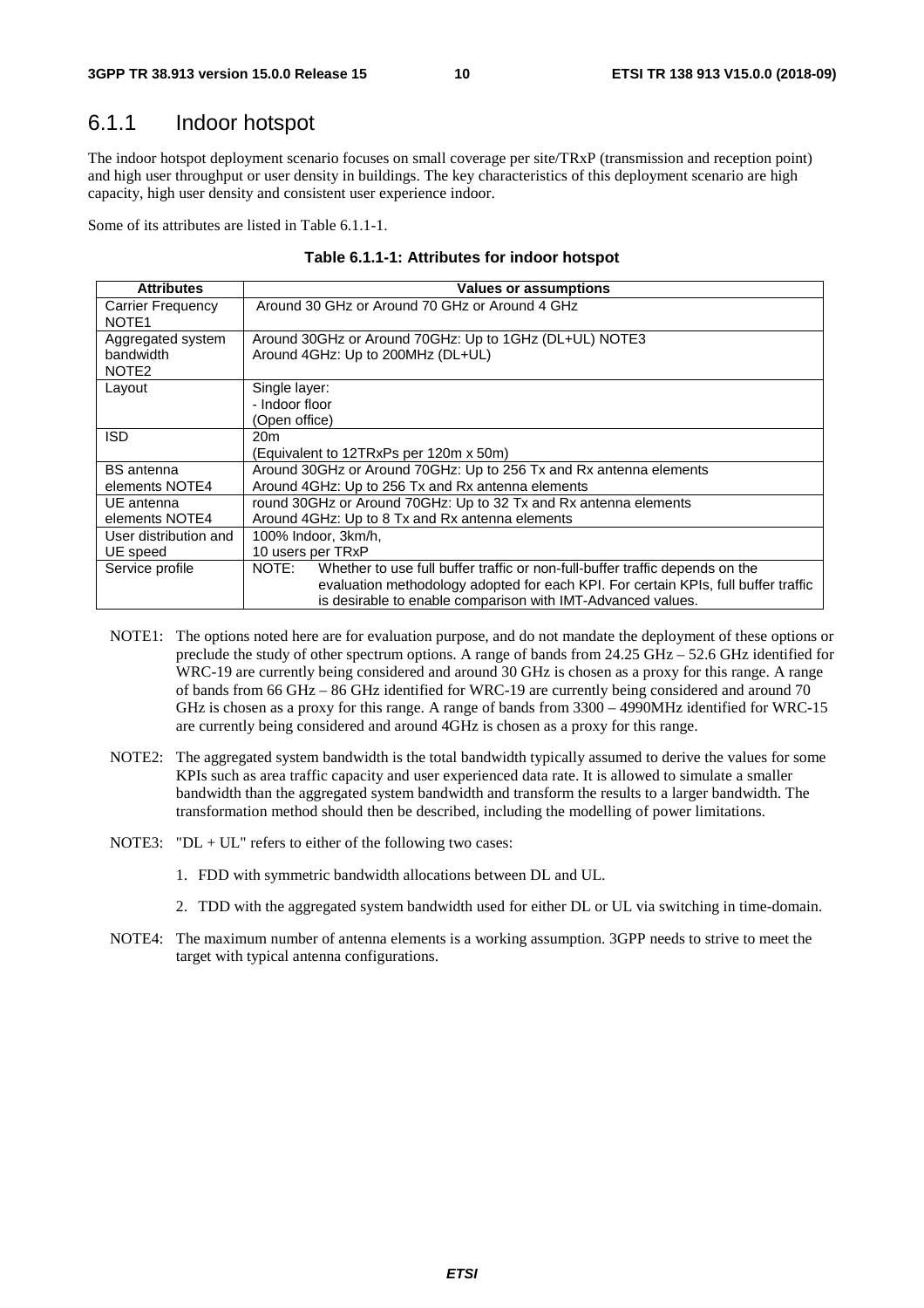### 6.1.1 Indoor hotspot

The indoor hotspot deployment scenario focuses on small coverage per site/TRxP (transmission and reception point) and high user throughput or user density in buildings. The key characteristics of this deployment scenario are high capacity, high user density and consistent user experience indoor.

Some of its attributes are listed in Table 6.1.1-1.

**Table 6.1.1-1: Attributes for indoor hotspot**

| Attributes | Values or assumptions |
|---|---|
| Carrier Frequency NOTE1 | Around 30 GHz or Around 70 GHz or Around 4 GHz |
| Aggregated system bandwidth NOTE2 | Around 30GHz or Around 70GHz: Up to 1GHz (DL+UL) NOTE3<br>Around 4GHz: Up to 200MHz (DL+UL) |
| Layout | Single layer:<br>- Indoor floor<br>(Open office) |
| ISD | 20m<br>(Equivalent to 12TRxPs per 120m x 50m) |
| BS antenna elements NOTE4 | Around 30GHz or Around 70GHz: Up to 256 Tx and Rx antenna elements<br>Around 4GHz: Up to 256 Tx and Rx antenna elements |
| UE antenna elements NOTE4 | round 30GHz or Around 70GHz: Up to 32 Tx and Rx antenna elements<br>Around 4GHz: Up to 8 Tx and Rx antenna elements |
| User distribution and UE speed | 100% Indoor, 3km/h,<br>10 users per TRxP |
| Service profile | NOTE: Whether to use full buffer traffic or non-full-buffer traffic depends on the evaluation methodology adopted for each KPI. For certain KPIs, full buffer traffic is desirable to enable comparison with IMT-Advanced values. |

NOTE1: The options noted here are for evaluation purpose, and do not mandate the deployment of these options or preclude the study of other spectrum options. A range of bands from 24.25 GHz – 52.6 GHz identified for WRC-19 are currently being considered and around 30 GHz is chosen as a proxy for this range. A range of bands from 66 GHz – 86 GHz identified for WRC-19 are currently being considered and around 70 GHz is chosen as a proxy for this range. A range of bands from 3300 – 4990MHz identified for WRC-15 are currently being considered and around 4GHz is chosen as a proxy for this range.

NOTE2: The aggregated system bandwidth is the total bandwidth typically assumed to derive the values for some KPIs such as area traffic capacity and user experienced data rate. It is allowed to simulate a smaller bandwidth than the aggregated system bandwidth and transform the results to a larger bandwidth. The transformation method should then be described, including the modelling of power limitations.

NOTE3: "DL + UL" refers to either of the following two cases:

1. FDD with symmetric bandwidth allocations between DL and UL.
2. TDD with the aggregated system bandwidth used for either DL or UL via switching in time-domain.

NOTE4: The maximum number of antenna elements is a working assumption. 3GPP needs to strive to meet the target with typical antenna configurations.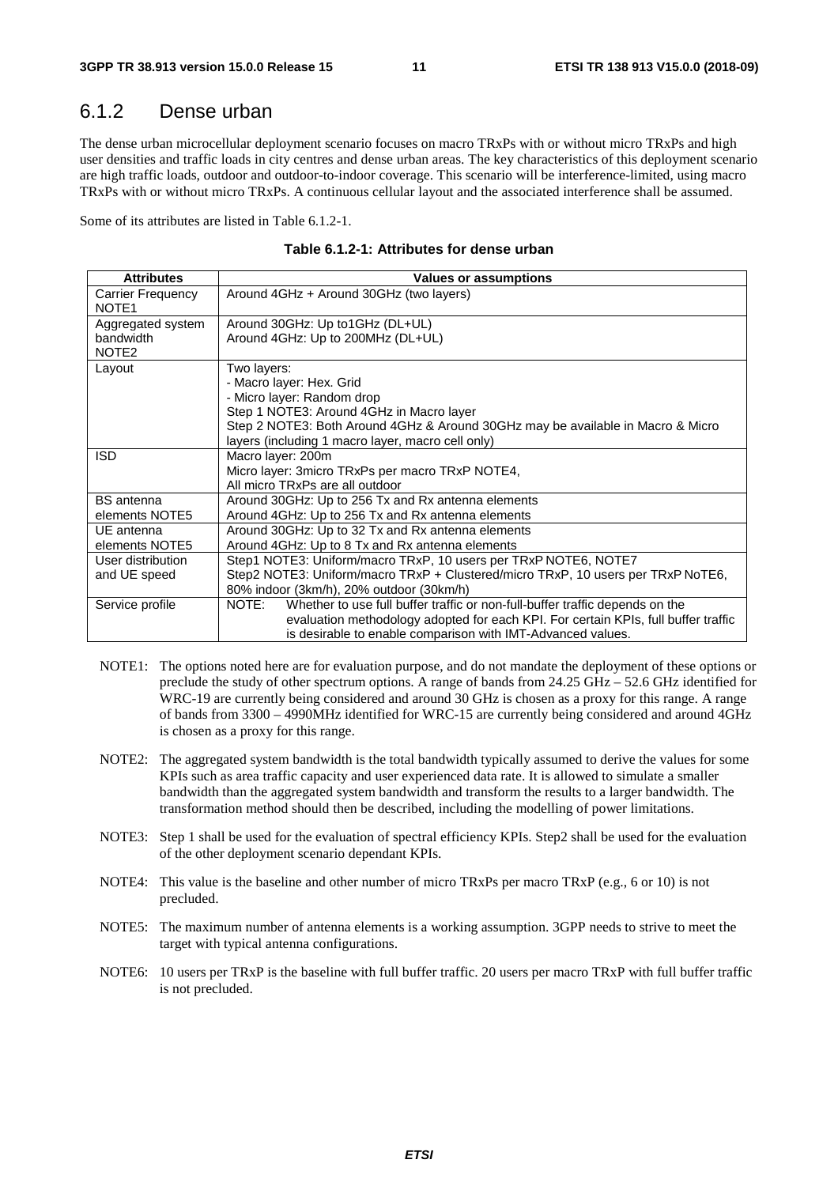## 6.1.2 Dense urban

The dense urban microcellular deployment scenario focuses on macro TRxPs with or without micro TRxPs and high user densities and traffic loads in city centres and dense urban areas. The key characteristics of this deployment scenario are high traffic loads, outdoor and outdoor-to-indoor coverage. This scenario will be interference-limited, using macro TRxPs with or without micro TRxPs. A continuous cellular layout and the associated interference shall be assumed.

Some of its attributes are listed in Table 6.1.2-1.

**Table 6.1.2-1: Attributes for dense urban**

| Attributes | Values or assumptions |
|---|---|
| Carrier Frequency NOTE1 | Around 4GHz + Around 30GHz (two layers) |
| Aggregated system bandwidth NOTE2 | Around 30GHz: Up to1GHz (DL+UL)<br>Around 4GHz: Up to 200MHz (DL+UL) |
| Layout | Two layers:<br>- Macro layer: Hex. Grid<br>- Micro layer: Random drop<br>Step 1 NOTE3: Around 4GHz in Macro layer<br>Step 2 NOTE3: Both Around 4GHz & Around 30GHz may be available in Macro & Micro layers (including 1 macro layer, macro cell only) |
| ISD | Macro layer: 200m<br>Micro layer: 3micro TRxPs per macro TRxP NOTE4,<br>All micro TRxPs are all outdoor |
| BS antenna elements NOTE5 | Around 30GHz: Up to 256 Tx and Rx antenna elements<br>Around 4GHz: Up to 256 Tx and Rx antenna elements |
| UE antenna elements NOTE5 | Around 30GHz: Up to 32 Tx and Rx antenna elements<br>Around 4GHz: Up to 8 Tx and Rx antenna elements |
| User distribution and UE speed | Step1 NOTE3: Uniform/macro TRxP, 10 users per TRxP NOTE6, NOTE7<br>Step2 NOTE3: Uniform/macro TRxP + Clustered/micro TRxP, 10 users per TRxP NoTE6, 80% indoor (3km/h), 20% outdoor (30km/h) |
| Service profile | NOTE: Whether to use full buffer traffic or non-full-buffer traffic depends on the evaluation methodology adopted for each KPI. For certain KPIs, full buffer traffic is desirable to enable comparison with IMT-Advanced values. |

NOTE1: The options noted here are for evaluation purpose, and do not mandate the deployment of these options or preclude the study of other spectrum options. A range of bands from 24.25 GHz – 52.6 GHz identified for WRC-19 are currently being considered and around 30 GHz is chosen as a proxy for this range. A range of bands from 3300 – 4990MHz identified for WRC-15 are currently being considered and around 4GHz is chosen as a proxy for this range.

NOTE2: The aggregated system bandwidth is the total bandwidth typically assumed to derive the values for some KPIs such as area traffic capacity and user experienced data rate. It is allowed to simulate a smaller bandwidth than the aggregated system bandwidth and transform the results to a larger bandwidth. The transformation method should then be described, including the modelling of power limitations.

NOTE3: Step 1 shall be used for the evaluation of spectral efficiency KPIs. Step2 shall be used for the evaluation of the other deployment scenario dependant KPIs.

NOTE4: This value is the baseline and other number of micro TRxPs per macro TRxP (e.g., 6 or 10) is not precluded.

NOTE5: The maximum number of antenna elements is a working assumption. 3GPP needs to strive to meet the target with typical antenna configurations.

NOTE6: 10 users per TRxP is the baseline with full buffer traffic. 20 users per macro TRxP with full buffer traffic is not precluded.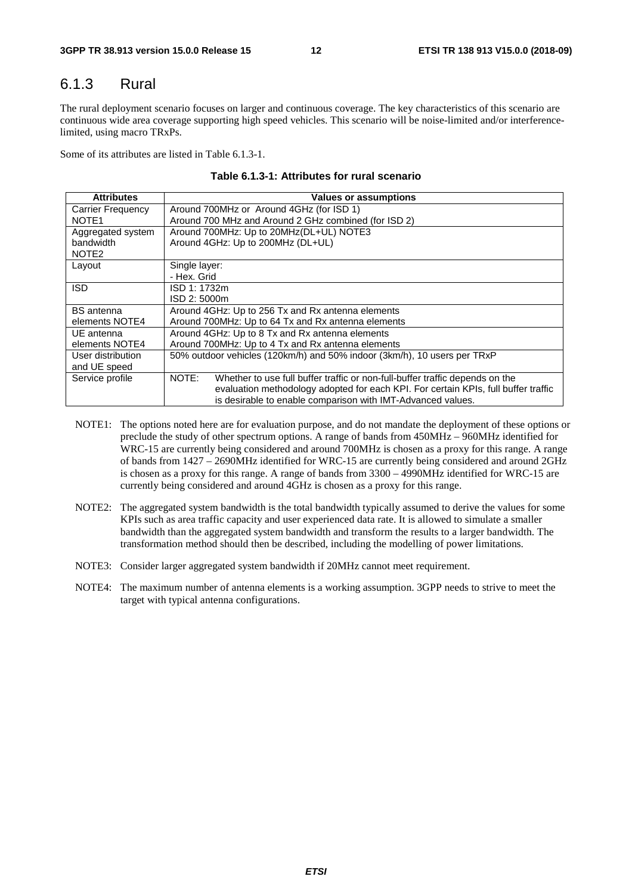### 6.1.3 Rural

The rural deployment scenario focuses on larger and continuous coverage. The key characteristics of this scenario are continuous wide area coverage supporting high speed vehicles. This scenario will be noise-limited and/or interference-limited, using macro TRxPs.

Some of its attributes are listed in Table 6.1.3-1.

**Table 6.1.3-1: Attributes for rural scenario**

| Attributes | Values or assumptions |
|---|---|
| Carrier Frequency NOTE1 | Around 700MHz or Around 4GHz (for ISD 1)<br>Around 700 MHz and Around 2 GHz combined (for ISD 2) |
| Aggregated system bandwidth NOTE2 | Around 700MHz: Up to 20MHz(DL+UL) NOTE3<br>Around 4GHz: Up to 200MHz (DL+UL) |
| Layout | Single layer:<br>- Hex. Grid |
| ISD | ISD 1: 1732m<br>ISD 2: 5000m |
| BS antenna elements NOTE4 | Around 4GHz: Up to 256 Tx and Rx antenna elements<br>Around 700MHz: Up to 64 Tx and Rx antenna elements |
| UE antenna elements NOTE4 | Around 4GHz: Up to 8 Tx and Rx antenna elements<br>Around 700MHz: Up to 4 Tx and Rx antenna elements |
| User distribution and UE speed | 50% outdoor vehicles (120km/h) and 50% indoor (3km/h), 10 users per TRxP |
| Service profile | NOTE: Whether to use full buffer traffic or non-full-buffer traffic depends on the evaluation methodology adopted for each KPI. For certain KPIs, full buffer traffic is desirable to enable comparison with IMT-Advanced values. |

NOTE1: The options noted here are for evaluation purpose, and do not mandate the deployment of these options or preclude the study of other spectrum options. A range of bands from 450MHz – 960MHz identified for WRC-15 are currently being considered and around 700MHz is chosen as a proxy for this range. A range of bands from 1427 – 2690MHz identified for WRC-15 are currently being considered and around 2GHz is chosen as a proxy for this range. A range of bands from 3300 – 4990MHz identified for WRC-15 are currently being considered and around 4GHz is chosen as a proxy for this range.

NOTE2: The aggregated system bandwidth is the total bandwidth typically assumed to derive the values for some KPIs such as area traffic capacity and user experienced data rate. It is allowed to simulate a smaller bandwidth than the aggregated system bandwidth and transform the results to a larger bandwidth. The transformation method should then be described, including the modelling of power limitations.

NOTE3: Consider larger aggregated system bandwidth if 20MHz cannot meet requirement.

NOTE4: The maximum number of antenna elements is a working assumption. 3GPP needs to strive to meet the target with typical antenna configurations.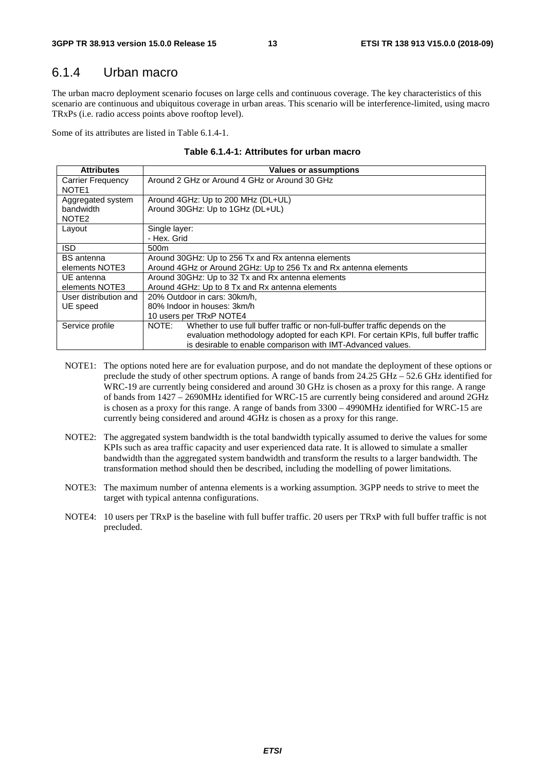## 6.1.4 Urban macro

The urban macro deployment scenario focuses on large cells and continuous coverage. The key characteristics of this scenario are continuous and ubiquitous coverage in urban areas. This scenario will be interference-limited, using macro TRxPs (i.e. radio access points above rooftop level).

Some of its attributes are listed in Table 6.1.4-1.

**Table 6.1.4-1: Attributes for urban macro**

| Attributes | Values or assumptions |
|---|---|
| Carrier Frequency NOTE1 | Around 2 GHz or Around 4 GHz or Around 30 GHz |
| Aggregated system bandwidth NOTE2 | Around 4GHz: Up to 200 MHz (DL+UL)<br>Around 30GHz: Up to 1GHz (DL+UL) |
| Layout | Single layer:<br>- Hex. Grid |
| ISD | 500m |
| BS antenna elements NOTE3 | Around 30GHz: Up to 256 Tx and Rx antenna elements<br>Around 4GHz or Around 2GHz: Up to 256 Tx and Rx antenna elements |
| UE antenna elements NOTE3 | Around 30GHz: Up to 32 Tx and Rx antenna elements<br>Around 4GHz: Up to 8 Tx and Rx antenna elements |
| User distribution and UE speed | 20% Outdoor in cars: 30km/h,<br>80% Indoor in houses: 3km/h<br>10 users per TRxP NOTE4 |
| Service profile | NOTE: Whether to use full buffer traffic or non-full-buffer traffic depends on the evaluation methodology adopted for each KPI. For certain KPIs, full buffer traffic is desirable to enable comparison with IMT-Advanced values. |

NOTE1: The options noted here are for evaluation purpose, and do not mandate the deployment of these options or preclude the study of other spectrum options. A range of bands from 24.25 GHz – 52.6 GHz identified for WRC-19 are currently being considered and around 30 GHz is chosen as a proxy for this range. A range of bands from 1427 – 2690MHz identified for WRC-15 are currently being considered and around 2GHz is chosen as a proxy for this range. A range of bands from 3300 – 4990MHz identified for WRC-15 are currently being considered and around 4GHz is chosen as a proxy for this range.

NOTE2: The aggregated system bandwidth is the total bandwidth typically assumed to derive the values for some KPIs such as area traffic capacity and user experienced data rate. It is allowed to simulate a smaller bandwidth than the aggregated system bandwidth and transform the results to a larger bandwidth. The transformation method should then be described, including the modelling of power limitations.

NOTE3: The maximum number of antenna elements is a working assumption. 3GPP needs to strive to meet the target with typical antenna configurations.

NOTE4: 10 users per TRxP is the baseline with full buffer traffic. 20 users per TRxP with full buffer traffic is not precluded.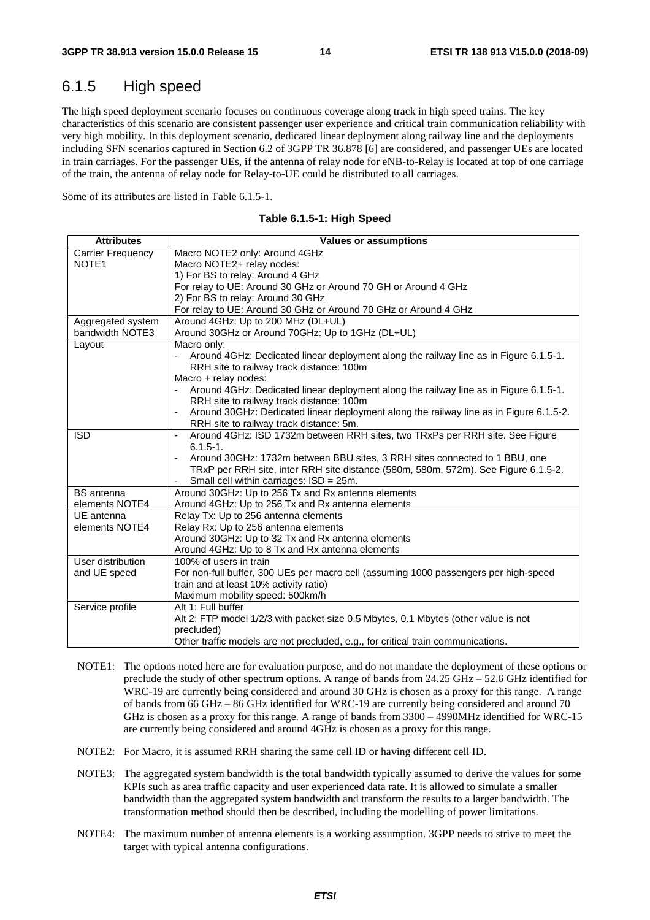## 6.1.5 High speed

The high speed deployment scenario focuses on continuous coverage along track in high speed trains. The key characteristics of this scenario are consistent passenger user experience and critical train communication reliability with very high mobility. In this deployment scenario, dedicated linear deployment along railway line and the deployments including SFN scenarios captured in Section 6.2 of 3GPP TR 36.878 [6] are considered, and passenger UEs are located in train carriages. For the passenger UEs, if the antenna of relay node for eNB-to-Relay is located at top of one carriage of the train, the antenna of relay node for Relay-to-UE could be distributed to all carriages.

Some of its attributes are listed in Table 6.1.5-1.

**Table 6.1.5-1: High Speed**

| Attributes | Values or assumptions |
|---|---|
| Carrier Frequency NOTE1 | Macro NOTE2 only: Around 4GHz<br>Macro NOTE2+ relay nodes:<br>1) For BS to relay: Around 4 GHz<br>For relay to UE: Around 30 GHz or Around 70 GH or Around 4 GHz<br>2) For BS to relay: Around 30 GHz<br>For relay to UE: Around 30 GHz or Around 70 GHz or Around 4 GHz |
| Aggregated system bandwidth NOTE3 | Around 4GHz: Up to 200 MHz (DL+UL)<br>Around 30GHz or Around 70GHz: Up to 1GHz (DL+UL) |
| Layout | Macro only:<br>- Around 4GHz: Dedicated linear deployment along the railway line as in Figure 6.1.5-1. RRH site to railway track distance: 100m<br>Macro + relay nodes:<br>- Around 4GHz: Dedicated linear deployment along the railway line as in Figure 6.1.5-1. RRH site to railway track distance: 100m<br>- Around 30GHz: Dedicated linear deployment along the railway line as in Figure 6.1.5-2. RRH site to railway track distance: 5m. |
| ISD | - Around 4GHz: ISD 1732m between RRH sites, two TRxPs per RRH site. See Figure 6.1.5-1.<br>- Around 30GHz: 1732m between BBU sites, 3 RRH sites connected to 1 BBU, one TRxP per RRH site, inter RRH site distance (580m, 580m, 572m). See Figure 6.1.5-2.<br>- Small cell within carriages: ISD = 25m. |
| BS antenna elements NOTE4 | Around 30GHz: Up to 256 Tx and Rx antenna elements<br>Around 4GHz: Up to 256 Tx and Rx antenna elements |
| UE antenna elements NOTE4 | Relay Tx: Up to 256 antenna elements<br>Relay Rx: Up to 256 antenna elements<br>Around 30GHz: Up to 32 Tx and Rx antenna elements<br>Around 4GHz: Up to 8 Tx and Rx antenna elements |
| User distribution and UE speed | 100% of users in train<br>For non-full buffer, 300 UEs per macro cell (assuming 1000 passengers per high-speed train and at least 10% activity ratio)<br>Maximum mobility speed: 500km/h |
| Service profile | Alt 1: Full buffer<br>Alt 2: FTP model 1/2/3 with packet size 0.5 Mbytes, 0.1 Mbytes (other value is not precluded)<br>Other traffic models are not precluded, e.g., for critical train communications. |

NOTE1: The options noted here are for evaluation purpose, and do not mandate the deployment of these options or preclude the study of other spectrum options. A range of bands from 24.25 GHz – 52.6 GHz identified for WRC-19 are currently being considered and around 30 GHz is chosen as a proxy for this range. A range of bands from 66 GHz – 86 GHz identified for WRC-19 are currently being considered and around 70 GHz is chosen as a proxy for this range. A range of bands from 3300 – 4990MHz identified for WRC-15 are currently being considered and around 4GHz is chosen as a proxy for this range.

NOTE2: For Macro, it is assumed RRH sharing the same cell ID or having different cell ID.

NOTE3: The aggregated system bandwidth is the total bandwidth typically assumed to derive the values for some KPIs such as area traffic capacity and user experienced data rate. It is allowed to simulate a smaller bandwidth than the aggregated system bandwidth and transform the results to a larger bandwidth. The transformation method should then be described, including the modelling of power limitations.

NOTE4: The maximum number of antenna elements is a working assumption. 3GPP needs to strive to meet the target with typical antenna configurations.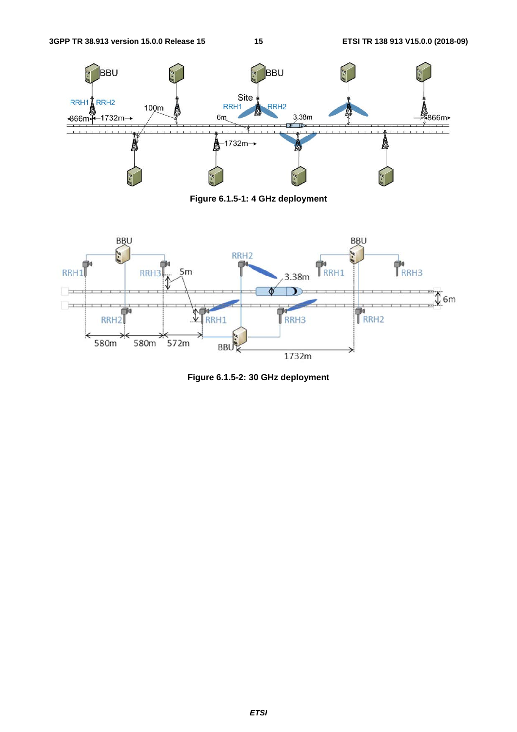Figure 6.1.5-1: 4 GHz deployment

Figure 6.1.5-2: 30 GHz deployment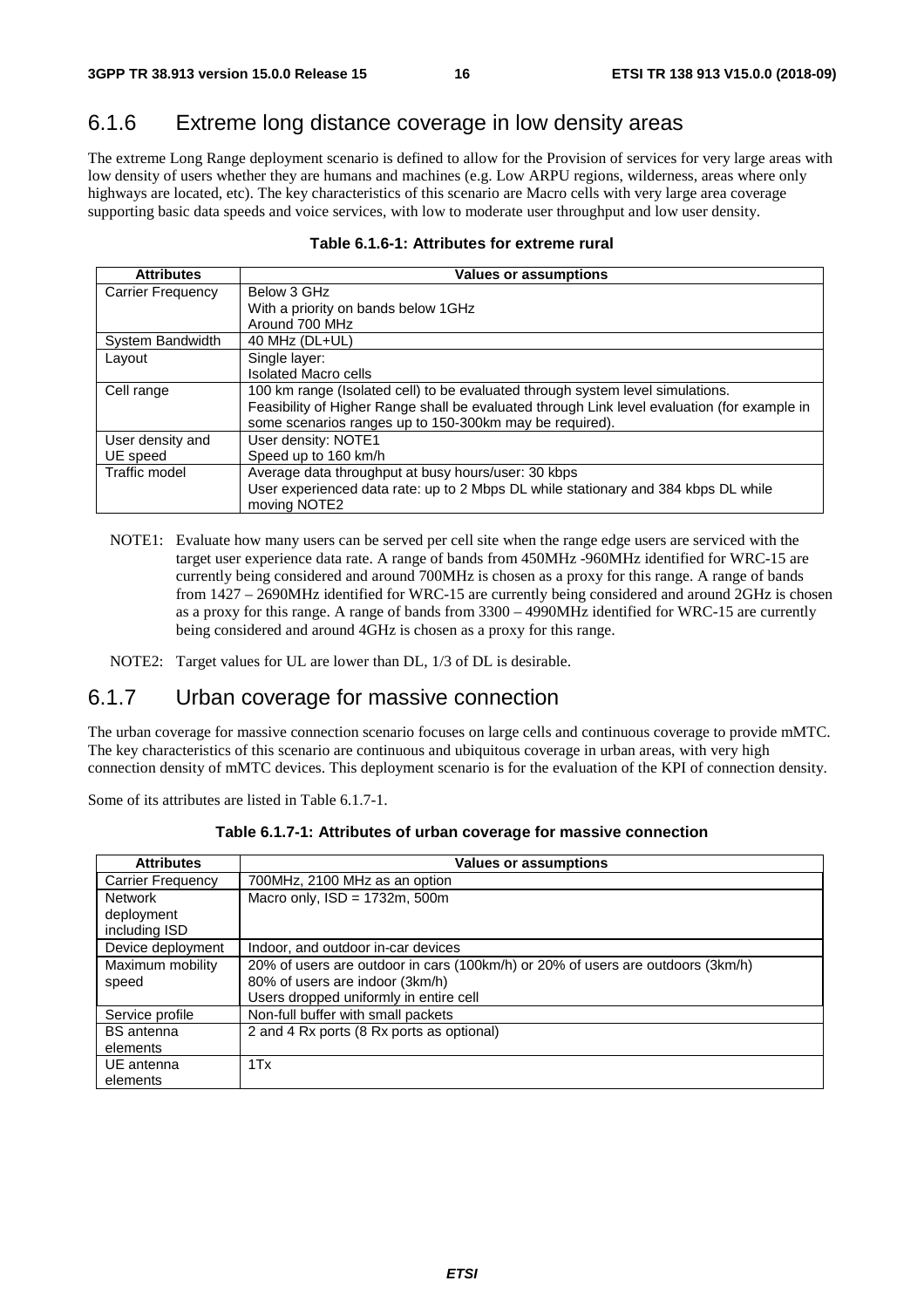### 6.1.6 Extreme long distance coverage in low density areas

The extreme Long Range deployment scenario is defined to allow for the Provision of services for very large areas with low density of users whether they are humans and machines (e.g. Low ARPU regions, wilderness, areas where only highways are located, etc). The key characteristics of this scenario are Macro cells with very large area coverage supporting basic data speeds and voice services, with low to moderate user throughput and low user density.

**Table 6.1.6-1: Attributes for extreme rural**

| Attributes | Values or assumptions |
|---|---|
| Carrier Frequency | Below 3 GHz<br>With a priority on bands below 1GHz<br>Around 700 MHz |
| System Bandwidth | 40 MHz (DL+UL) |
| Layout | Single layer:<br>Isolated Macro cells |
| Cell range | 100 km range (Isolated cell) to be evaluated through system level simulations.<br>Feasibility of Higher Range shall be evaluated through Link level evaluation (for example in some scenarios ranges up to 150-300km may be required). |
| User density and UE speed | User density: NOTE1<br>Speed up to 160 km/h |
| Traffic model | Average data throughput at busy hours/user: 30 kbps<br>User experienced data rate: up to 2 Mbps DL while stationary and 384 kbps DL while moving NOTE2 |

NOTE1: Evaluate how many users can be served per cell site when the range edge users are serviced with the target user experience data rate. A range of bands from 450MHz -960MHz identified for WRC-15 are currently being considered and around 700MHz is chosen as a proxy for this range. A range of bands from 1427 – 2690MHz identified for WRC-15 are currently being considered and around 2GHz is chosen as a proxy for this range. A range of bands from 3300 – 4990MHz identified for WRC-15 are currently being considered and around 4GHz is chosen as a proxy for this range.

NOTE2: Target values for UL are lower than DL, 1/3 of DL is desirable.

### 6.1.7 Urban coverage for massive connection

The urban coverage for massive connection scenario focuses on large cells and continuous coverage to provide mMTC. The key characteristics of this scenario are continuous and ubiquitous coverage in urban areas, with very high connection density of mMTC devices. This deployment scenario is for the evaluation of the KPI of connection density.

Some of its attributes are listed in Table 6.1.7-1.

**Table 6.1.7-1: Attributes of urban coverage for massive connection**

| Attributes | Values or assumptions |
|---|---|
| Carrier Frequency | 700MHz, 2100 MHz as an option |
| Network deployment including ISD | Macro only, ISD = 1732m, 500m |
| Device deployment | Indoor, and outdoor in-car devices |
| Maximum mobility speed | 20% of users are outdoor in cars (100km/h) or 20% of users are outdoors (3km/h)<br>80% of users are indoor (3km/h)<br>Users dropped uniformly in entire cell |
| Service profile | Non-full buffer with small packets |
| BS antenna elements | 2 and 4 Rx ports (8 Rx ports as optional) |
| UE antenna elements | 1Tx |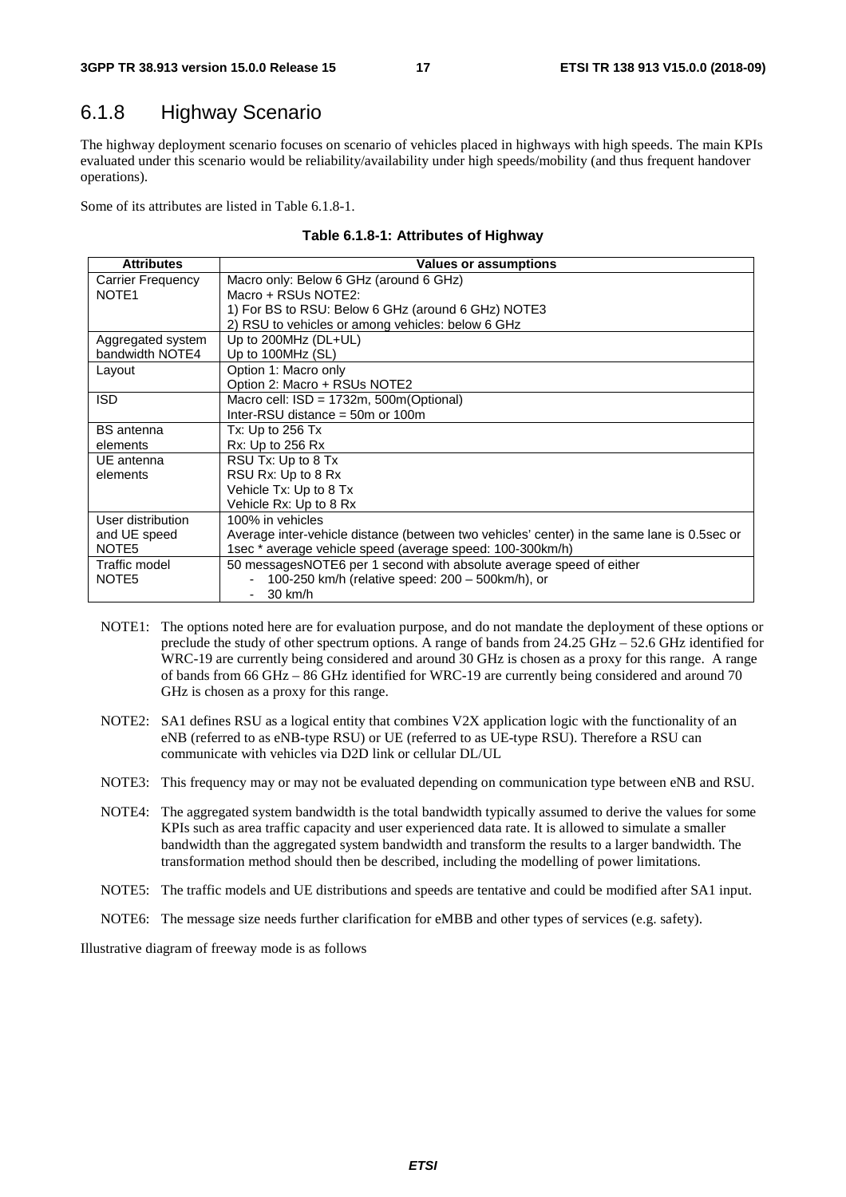### 6.1.8 Highway Scenario

The highway deployment scenario focuses on scenario of vehicles placed in highways with high speeds. The main KPIs evaluated under this scenario would be reliability/availability under high speeds/mobility (and thus frequent handover operations).

Some of its attributes are listed in Table 6.1.8-1.

**Table 6.1.8-1: Attributes of Highway**

| Attributes | Values or assumptions |
|---|---|
| Carrier Frequency NOTE1 | Macro only: Below 6 GHz (around 6 GHz)<br>Macro + RSUs NOTE2:<br>1) For BS to RSU: Below 6 GHz (around 6 GHz) NOTE3<br>2) RSU to vehicles or among vehicles: below 6 GHz |
| Aggregated system bandwidth NOTE4 | Up to 200MHz (DL+UL)<br>Up to 100MHz (SL) |
| Layout | Option 1: Macro only<br>Option 2: Macro + RSUs NOTE2 |
| ISD | Macro cell: ISD = 1732m, 500m(Optional)<br>Inter-RSU distance = 50m or 100m |
| BS antenna elements | Tx: Up to 256 Tx<br>Rx: Up to 256 Rx |
| UE antenna elements | RSU Tx: Up to 8 Tx<br>RSU Rx: Up to 8 Rx<br>Vehicle Tx: Up to 8 Tx<br>Vehicle Rx: Up to 8 Rx |
| User distribution and UE speed NOTE5 | 100% in vehicles<br>Average inter-vehicle distance (between two vehicles' center) in the same lane is 0.5sec or 1sec * average vehicle speed (average speed: 100-300km/h) |
| Traffic model NOTE5 | 50 messagesNOTE6 per 1 second with absolute average speed of either<br>- 100-250 km/h (relative speed: 200 – 500km/h), or<br>- 30 km/h |

NOTE1: The options noted here are for evaluation purpose, and do not mandate the deployment of these options or preclude the study of other spectrum options. A range of bands from 24.25 GHz – 52.6 GHz identified for WRC-19 are currently being considered and around 30 GHz is chosen as a proxy for this range. A range of bands from 66 GHz – 86 GHz identified for WRC-19 are currently being considered and around 70 GHz is chosen as a proxy for this range.

NOTE2: SA1 defines RSU as a logical entity that combines V2X application logic with the functionality of an eNB (referred to as eNB-type RSU) or UE (referred to as UE-type RSU). Therefore a RSU can communicate with vehicles via D2D link or cellular DL/UL

NOTE3: This frequency may or may not be evaluated depending on communication type between eNB and RSU.

NOTE4: The aggregated system bandwidth is the total bandwidth typically assumed to derive the values for some KPIs such as area traffic capacity and user experienced data rate. It is allowed to simulate a smaller bandwidth than the aggregated system bandwidth and transform the results to a larger bandwidth. The transformation method should then be described, including the modelling of power limitations.

NOTE5: The traffic models and UE distributions and speeds are tentative and could be modified after SA1 input.

NOTE6: The message size needs further clarification for eMBB and other types of services (e.g. safety).

Illustrative diagram of freeway mode is as follows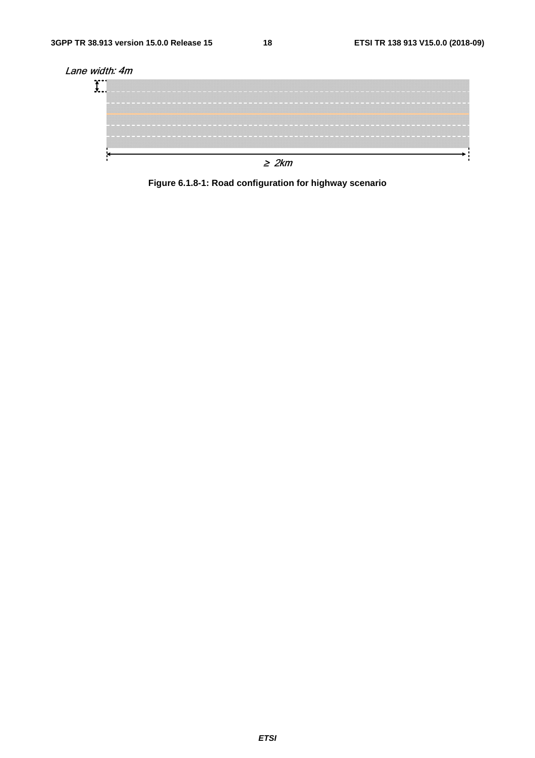Lane width: 4m

≥ 2km

**Figure 6.1.8-1: Road configuration for highway scenario**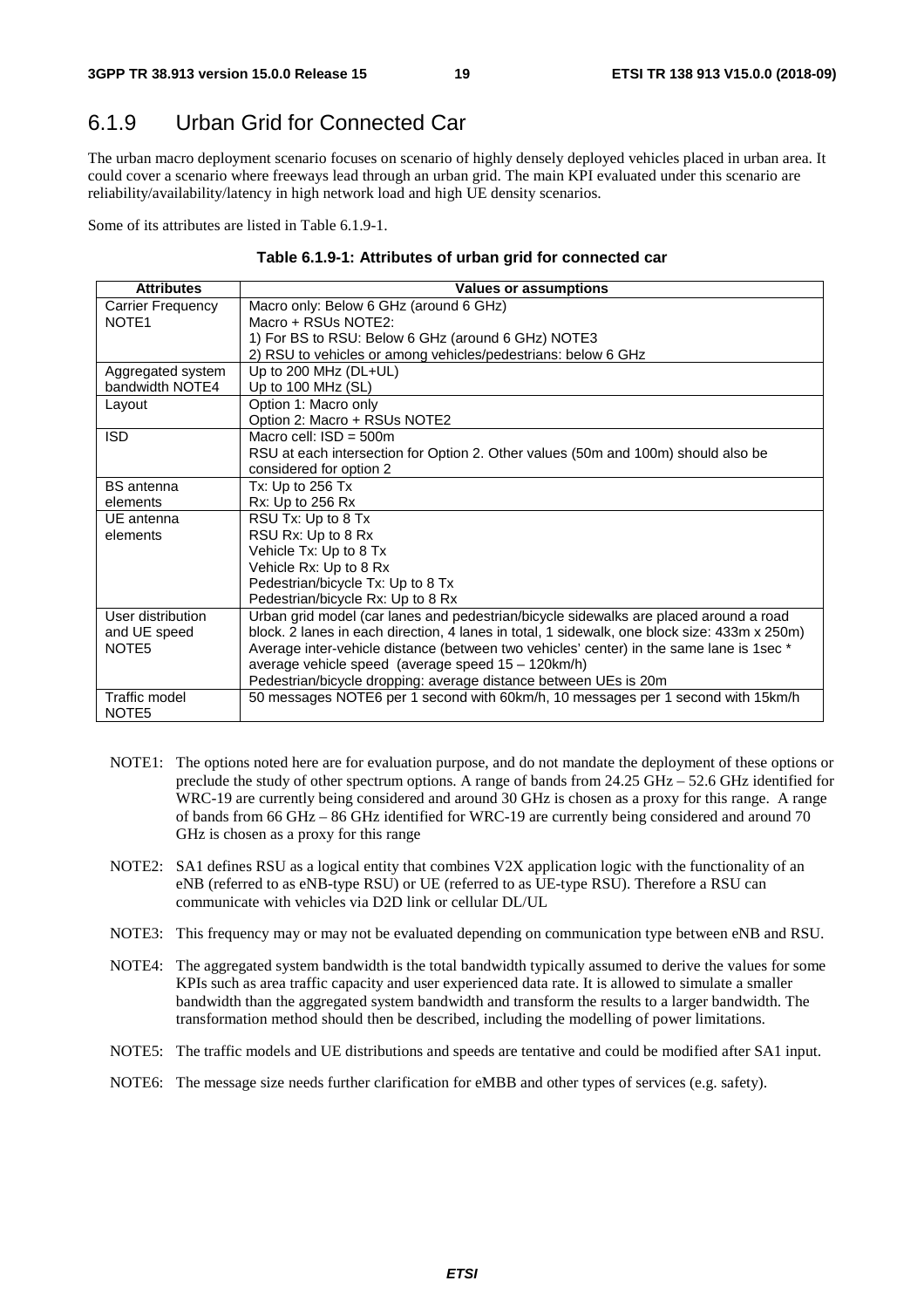### 6.1.9 Urban Grid for Connected Car

The urban macro deployment scenario focuses on scenario of highly densely deployed vehicles placed in urban area. It could cover a scenario where freeways lead through an urban grid. The main KPI evaluated under this scenario are reliability/availability/latency in high network load and high UE density scenarios.

Some of its attributes are listed in Table 6.1.9-1.

**Table 6.1.9-1: Attributes of urban grid for connected car**

| Attributes | Values or assumptions |
|---|---|
| Carrier Frequency NOTE1 | Macro only: Below 6 GHz (around 6 GHz)<br>Macro + RSUs NOTE2:<br>1) For BS to RSU: Below 6 GHz (around 6 GHz) NOTE3<br>2) RSU to vehicles or among vehicles/pedestrians: below 6 GHz |
| Aggregated system bandwidth NOTE4 | Up to 200 MHz (DL+UL)<br>Up to 100 MHz (SL) |
| Layout | Option 1: Macro only<br>Option 2: Macro + RSUs NOTE2 |
| ISD | Macro cell: ISD = 500m<br>RSU at each intersection for Option 2. Other values (50m and 100m) should also be considered for option 2 |
| BS antenna elements | Tx: Up to 256 Tx<br>Rx: Up to 256 Rx |
| UE antenna elements | RSU Tx: Up to 8 Tx<br>RSU Rx: Up to 8 Rx<br>Vehicle Tx: Up to 8 Tx<br>Vehicle Rx: Up to 8 Rx<br>Pedestrian/bicycle Tx: Up to 8 Tx<br>Pedestrian/bicycle Rx: Up to 8 Rx |
| User distribution and UE speed NOTE5 | Urban grid model (car lanes and pedestrian/bicycle sidewalks are placed around a road block. 2 lanes in each direction, 4 lanes in total, 1 sidewalk, one block size: 433m x 250m)<br>Average inter-vehicle distance (between two vehicles' center) in the same lane is 1sec * average vehicle speed (average speed 15 – 120km/h)<br>Pedestrian/bicycle dropping: average distance between UEs is 20m |
| Traffic model NOTE5 | 50 messages NOTE6 per 1 second with 60km/h, 10 messages per 1 second with 15km/h |

NOTE1: The options noted here are for evaluation purpose, and do not mandate the deployment of these options or preclude the study of other spectrum options. A range of bands from 24.25 GHz – 52.6 GHz identified for WRC-19 are currently being considered and around 30 GHz is chosen as a proxy for this range. A range of bands from 66 GHz – 86 GHz identified for WRC-19 are currently being considered and around 70 GHz is chosen as a proxy for this range

NOTE2: SA1 defines RSU as a logical entity that combines V2X application logic with the functionality of an eNB (referred to as eNB-type RSU) or UE (referred to as UE-type RSU). Therefore a RSU can communicate with vehicles via D2D link or cellular DL/UL

NOTE3: This frequency may or may not be evaluated depending on communication type between eNB and RSU.

NOTE4: The aggregated system bandwidth is the total bandwidth typically assumed to derive the values for some KPIs such as area traffic capacity and user experienced data rate. It is allowed to simulate a smaller bandwidth than the aggregated system bandwidth and transform the results to a larger bandwidth. The transformation method should then be described, including the modelling of power limitations.

NOTE5: The traffic models and UE distributions and speeds are tentative and could be modified after SA1 input.

NOTE6: The message size needs further clarification for eMBB and other types of services (e.g. safety).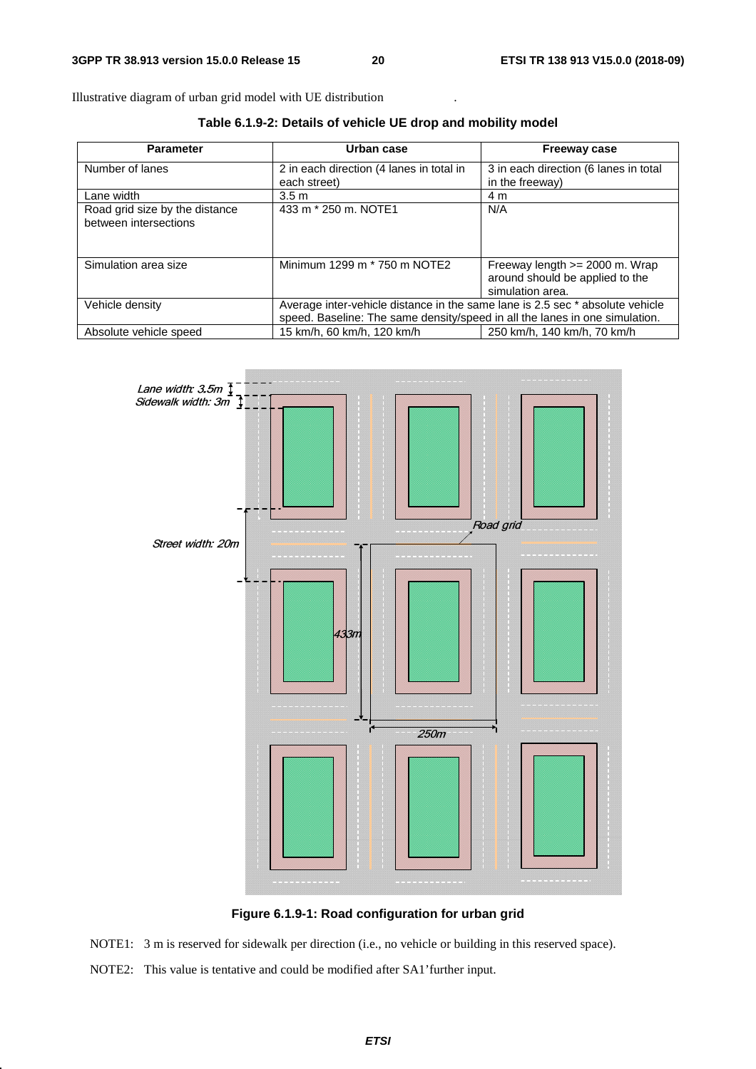Illustrative diagram of urban grid model with UE distribution .

**Table 6.1.9-2: Details of vehicle UE drop and mobility model**

| Parameter | Urban case | Freeway case |
|---|---|---|
| Number of lanes | 2 in each direction (4 lanes in total in each street) | 3 in each direction (6 lanes in total in the freeway) |
| Lane width | 3.5 m | 4 m |
| Road grid size by the distance between intersections | 433 m * 250 m. NOTE1 | N/A |
| Simulation area size | Minimum 1299 m * 750 m NOTE2 | Freeway length >= 2000 m. Wrap around should be applied to the simulation area. |
| Vehicle density | Average inter-vehicle distance in the same lane is 2.5 sec * absolute vehicle speed. Baseline: The same density/speed in all the lanes in one simulation. | |
| Absolute vehicle speed | 15 km/h, 60 km/h, 120 km/h | 250 km/h, 140 km/h, 70 km/h |

**Figure 6.1.9-1: Road configuration for urban grid**

NOTE1: 3 m is reserved for sidewalk per direction (i.e., no vehicle or building in this reserved space).

NOTE2: This value is tentative and could be modified after SA1'further input.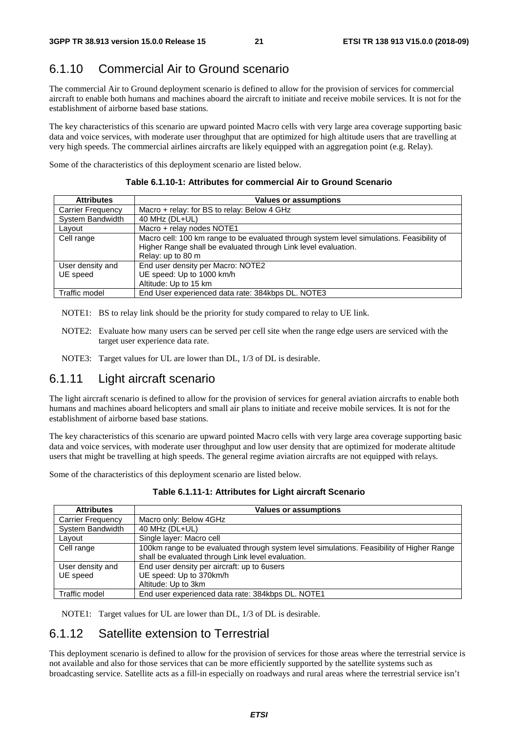## 6.1.10 Commercial Air to Ground scenario

The commercial Air to Ground deployment scenario is defined to allow for the provision of services for commercial aircraft to enable both humans and machines aboard the aircraft to initiate and receive mobile services. It is not for the establishment of airborne based base stations.

The key characteristics of this scenario are upward pointed Macro cells with very large area coverage supporting basic data and voice services, with moderate user throughput that are optimized for high altitude users that are travelling at very high speeds. The commercial airlines aircrafts are likely equipped with an aggregation point (e.g. Relay).

Some of the characteristics of this deployment scenario are listed below.

**Table 6.1.10-1: Attributes for commercial Air to Ground Scenario**

| Attributes | Values or assumptions |
|---|---|
| Carrier Frequency | Macro + relay: for BS to relay: Below 4 GHz |
| System Bandwidth | 40 MHz (DL+UL) |
| Layout | Macro + relay nodes NOTE1 |
| Cell range | Macro cell: 100 km range to be evaluated through system level simulations. Feasibility of Higher Range shall be evaluated through Link level evaluation.<br>Relay: up to 80 m |
| User density and UE speed | End user density per Macro: NOTE2<br>UE speed: Up to 1000 km/h<br>Altitude: Up to 15 km |
| Traffic model | End User experienced data rate: 384kbps DL. NOTE3 |

NOTE1: BS to relay link should be the priority for study compared to relay to UE link.

NOTE2: Evaluate how many users can be served per cell site when the range edge users are serviced with the target user experience data rate.

NOTE3: Target values for UL are lower than DL, 1/3 of DL is desirable.

## 6.1.11 Light aircraft scenario

The light aircraft scenario is defined to allow for the provision of services for general aviation aircrafts to enable both humans and machines aboard helicopters and small air plans to initiate and receive mobile services. It is not for the establishment of airborne based base stations.

The key characteristics of this scenario are upward pointed Macro cells with very large area coverage supporting basic data and voice services, with moderate user throughput and low user density that are optimized for moderate altitude users that might be travelling at high speeds. The general regime aviation aircrafts are not equipped with relays.

Some of the characteristics of this deployment scenario are listed below.

**Table 6.1.11-1: Attributes for Light aircraft Scenario**

| Attributes | Values or assumptions |
|---|---|
| Carrier Frequency | Macro only: Below 4GHz |
| System Bandwidth | 40 MHz (DL+UL) |
| Layout | Single layer: Macro cell |
| Cell range | 100km range to be evaluated through system level simulations. Feasibility of Higher Range shall be evaluated through Link level evaluation. |
| User density and UE speed | End user density per aircraft: up to 6users<br>UE speed: Up to 370km/h<br>Altitude: Up to 3km |
| Traffic model | End user experienced data rate: 384kbps DL. NOTE1 |

NOTE1: Target values for UL are lower than DL, 1/3 of DL is desirable.

## 6.1.12 Satellite extension to Terrestrial

This deployment scenario is defined to allow for the provision of services for those areas where the terrestrial service is not available and also for those services that can be more efficiently supported by the satellite systems such as broadcasting service. Satellite acts as a fill-in especially on roadways and rural areas where the terrestrial service isn't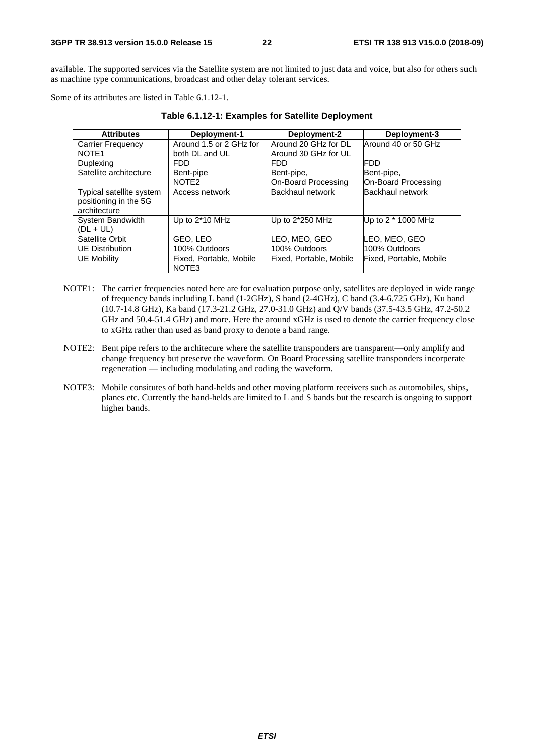available. The supported services via the Satellite system are not limited to just data and voice, but also for others such as machine type communications, broadcast and other delay tolerant services.

Some of its attributes are listed in Table 6.1.12-1.

**Table 6.1.12-1: Examples for Satellite Deployment**

| Attributes | Deployment-1 | Deployment-2 | Deployment-3 |
|---|---|---|---|
| Carrier Frequency NOTE1 | Around 1.5 or 2 GHz for both DL and UL | Around 20 GHz for DL Around 30 GHz for UL | Around 40 or 50 GHz |
| Duplexing | FDD | FDD | FDD |
| Satellite architecture | Bent-pipe NOTE2 | Bent-pipe, On-Board Processing | Bent-pipe, On-Board Processing |
| Typical satellite system positioning in the 5G architecture | Access network | Backhaul network | Backhaul network |
| System Bandwidth (DL + UL) | Up to 2*10 MHz | Up to 2*250 MHz | Up to 2 * 1000 MHz |
| Satellite Orbit | GEO, LEO | LEO, MEO, GEO | LEO, MEO, GEO |
| UE Distribution | 100% Outdoors | 100% Outdoors | 100% Outdoors |
| UE Mobility | Fixed, Portable, Mobile NOTE3 | Fixed, Portable, Mobile | Fixed, Portable, Mobile |

NOTE1: The carrier frequencies noted here are for evaluation purpose only, satellites are deployed in wide range of frequency bands including L band (1-2GHz), S band (2-4GHz), C band (3.4-6.725 GHz), Ku band (10.7-14.8 GHz), Ka band (17.3-21.2 GHz, 27.0-31.0 GHz) and Q/V bands (37.5-43.5 GHz, 47.2-50.2 GHz and 50.4-51.4 GHz) and more. Here the around xGHz is used to denote the carrier frequency close to xGHz rather than used as band proxy to denote a band range.

NOTE2: Bent pipe refers to the architecure where the satellite transponders are transparent—only amplify and change frequency but preserve the waveform. On Board Processing satellite transponders incorperate regeneration — including modulating and coding the waveform.

NOTE3: Mobile consitutes of both hand-helds and other moving platform receivers such as automobiles, ships, planes etc. Currently the hand-helds are limited to L and S bands but the research is ongoing to support higher bands.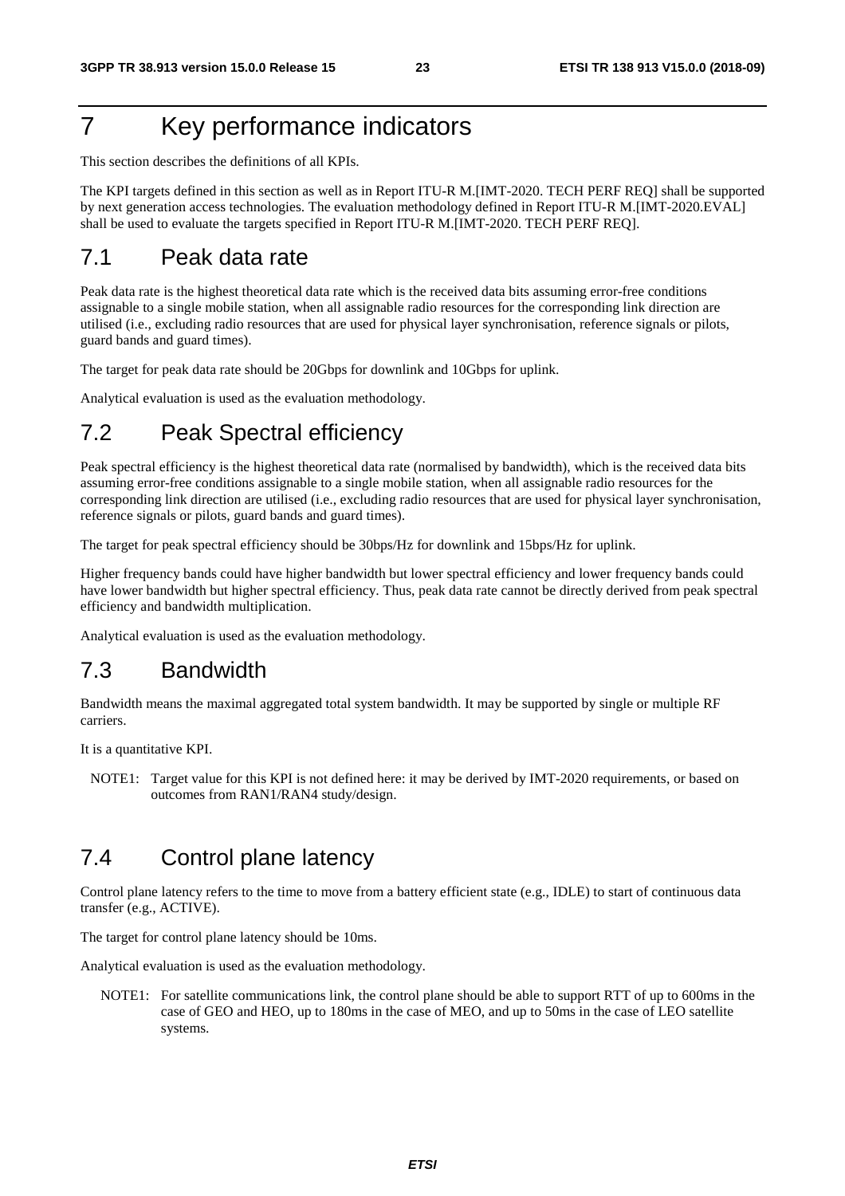# 7 Key performance indicators

This section describes the definitions of all KPIs.

The KPI targets defined in this section as well as in Report ITU-R M.[IMT-2020. TECH PERF REQ] shall be supported by next generation access technologies. The evaluation methodology defined in Report ITU-R M.[IMT-2020.EVAL] shall be used to evaluate the targets specified in Report ITU-R M.[IMT-2020. TECH PERF REQ].

## 7.1 Peak data rate

Peak data rate is the highest theoretical data rate which is the received data bits assuming error-free conditions assignable to a single mobile station, when all assignable radio resources for the corresponding link direction are utilised (i.e., excluding radio resources that are used for physical layer synchronisation, reference signals or pilots, guard bands and guard times).

The target for peak data rate should be 20Gbps for downlink and 10Gbps for uplink.

Analytical evaluation is used as the evaluation methodology.

## 7.2 Peak Spectral efficiency

Peak spectral efficiency is the highest theoretical data rate (normalised by bandwidth), which is the received data bits assuming error-free conditions assignable to a single mobile station, when all assignable radio resources for the corresponding link direction are utilised (i.e., excluding radio resources that are used for physical layer synchronisation, reference signals or pilots, guard bands and guard times).

The target for peak spectral efficiency should be 30bps/Hz for downlink and 15bps/Hz for uplink.

Higher frequency bands could have higher bandwidth but lower spectral efficiency and lower frequency bands could have lower bandwidth but higher spectral efficiency. Thus, peak data rate cannot be directly derived from peak spectral efficiency and bandwidth multiplication.

Analytical evaluation is used as the evaluation methodology.

## 7.3 Bandwidth

Bandwidth means the maximal aggregated total system bandwidth. It may be supported by single or multiple RF carriers.

It is a quantitative KPI.

NOTE1: Target value for this KPI is not defined here: it may be derived by IMT-2020 requirements, or based on outcomes from RAN1/RAN4 study/design.

## 7.4 Control plane latency

Control plane latency refers to the time to move from a battery efficient state (e.g., IDLE) to start of continuous data transfer (e.g., ACTIVE).

The target for control plane latency should be 10ms.

Analytical evaluation is used as the evaluation methodology.

NOTE1: For satellite communications link, the control plane should be able to support RTT of up to 600ms in the case of GEO and HEO, up to 180ms in the case of MEO, and up to 50ms in the case of LEO satellite systems.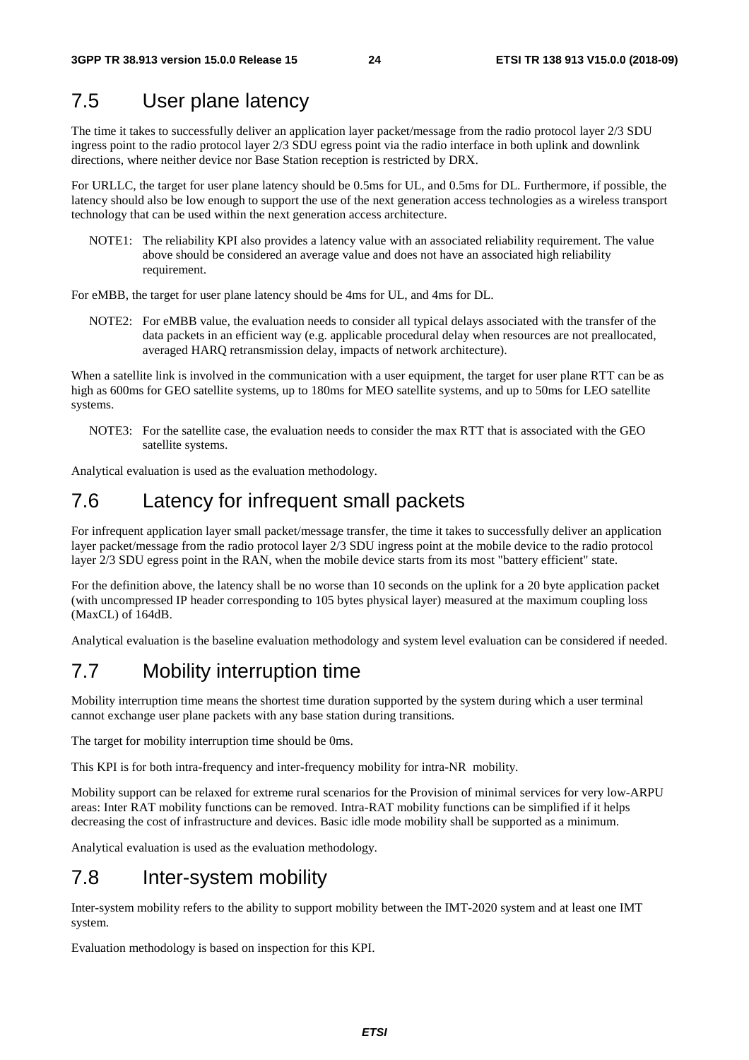## 7.5 User plane latency

The time it takes to successfully deliver an application layer packet/message from the radio protocol layer 2/3 SDU ingress point to the radio protocol layer 2/3 SDU egress point via the radio interface in both uplink and downlink directions, where neither device nor Base Station reception is restricted by DRX.

For URLLC, the target for user plane latency should be 0.5ms for UL, and 0.5ms for DL. Furthermore, if possible, the latency should also be low enough to support the use of the next generation access technologies as a wireless transport technology that can be used within the next generation access architecture.

> NOTE1: The reliability KPI also provides a latency value with an associated reliability requirement. The value above should be considered an average value and does not have an associated high reliability requirement.

For eMBB, the target for user plane latency should be 4ms for UL, and 4ms for DL.

> NOTE2: For eMBB value, the evaluation needs to consider all typical delays associated with the transfer of the data packets in an efficient way (e.g. applicable procedural delay when resources are not preallocated, averaged HARQ retransmission delay, impacts of network architecture).

When a satellite link is involved in the communication with a user equipment, the target for user plane RTT can be as high as 600ms for GEO satellite systems, up to 180ms for MEO satellite systems, and up to 50ms for LEO satellite systems.

> NOTE3: For the satellite case, the evaluation needs to consider the max RTT that is associated with the GEO satellite systems.

Analytical evaluation is used as the evaluation methodology.

## 7.6 Latency for infrequent small packets

For infrequent application layer small packet/message transfer, the time it takes to successfully deliver an application layer packet/message from the radio protocol layer 2/3 SDU ingress point at the mobile device to the radio protocol layer 2/3 SDU egress point in the RAN, when the mobile device starts from its most "battery efficient" state.

For the definition above, the latency shall be no worse than 10 seconds on the uplink for a 20 byte application packet (with uncompressed IP header corresponding to 105 bytes physical layer) measured at the maximum coupling loss (MaxCL) of 164dB.

Analytical evaluation is the baseline evaluation methodology and system level evaluation can be considered if needed.

## 7.7 Mobility interruption time

Mobility interruption time means the shortest time duration supported by the system during which a user terminal cannot exchange user plane packets with any base station during transitions.

The target for mobility interruption time should be 0ms.

This KPI is for both intra-frequency and inter-frequency mobility for intra-NR mobility.

Mobility support can be relaxed for extreme rural scenarios for the Provision of minimal services for very low-ARPU areas: Inter RAT mobility functions can be removed. Intra-RAT mobility functions can be simplified if it helps decreasing the cost of infrastructure and devices. Basic idle mode mobility shall be supported as a minimum.

Analytical evaluation is used as the evaluation methodology.

## 7.8 Inter-system mobility

Inter-system mobility refers to the ability to support mobility between the IMT-2020 system and at least one IMT system.

Evaluation methodology is based on inspection for this KPI.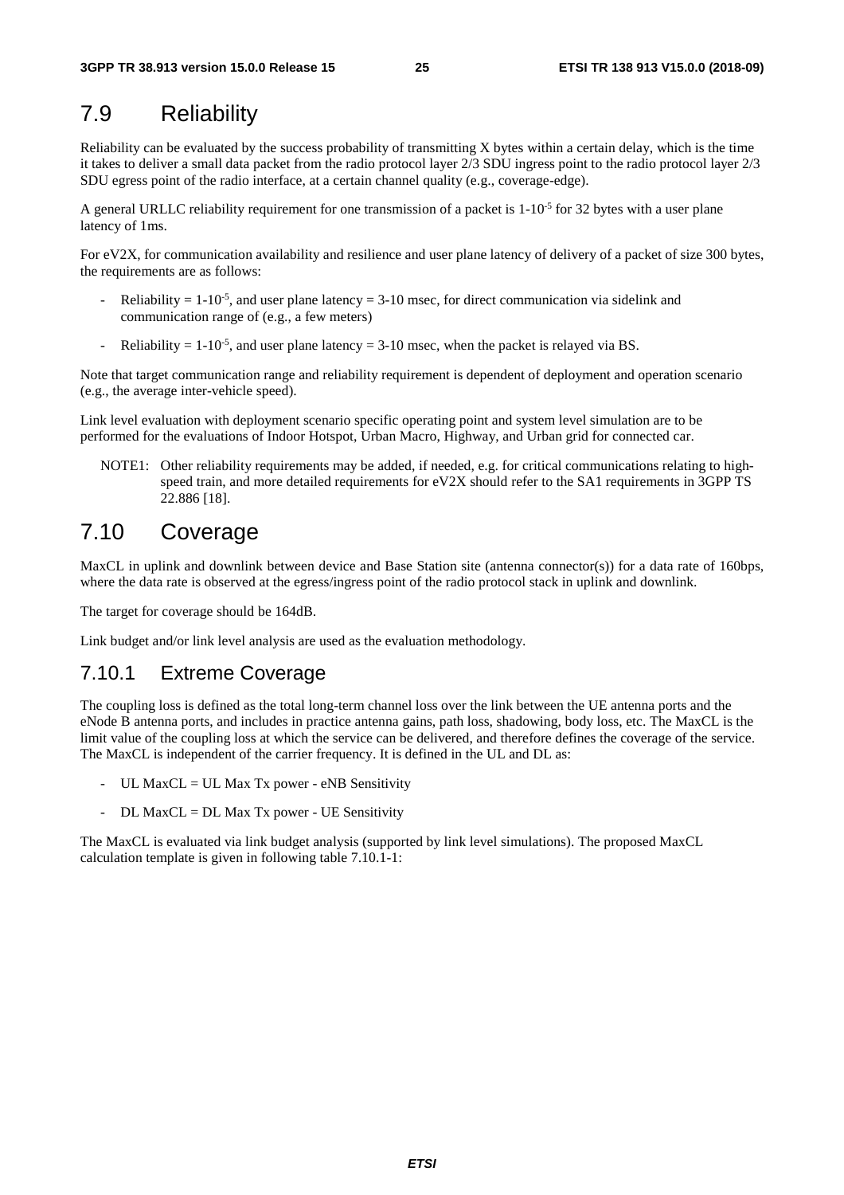## 7.9 Reliability

Reliability can be evaluated by the success probability of transmitting X bytes within a certain delay, which is the time it takes to deliver a small data packet from the radio protocol layer 2/3 SDU ingress point to the radio protocol layer 2/3 SDU egress point of the radio interface, at a certain channel quality (e.g., coverage-edge).

A general URLLC reliability requirement for one transmission of a packet is $1\text{-}10^{-5}$ for 32 bytes with a user plane latency of 1ms.

For eV2X, for communication availability and resilience and user plane latency of delivery of a packet of size 300 bytes, the requirements are as follows:

- Reliability = $1\text{-}10^{-5}$, and user plane latency = 3-10 msec, for direct communication via sidelink and communication range of (e.g., a few meters)
- Reliability = $1\text{-}10^{-5}$, and user plane latency = 3-10 msec, when the packet is relayed via BS.

Note that target communication range and reliability requirement is dependent of deployment and operation scenario (e.g., the average inter-vehicle speed).

Link level evaluation with deployment scenario specific operating point and system level simulation are to be performed for the evaluations of Indoor Hotspot, Urban Macro, Highway, and Urban grid for connected car.

NOTE1: Other reliability requirements may be added, if needed, e.g. for critical communications relating to high-speed train, and more detailed requirements for eV2X should refer to the SA1 requirements in 3GPP TS 22.886 [18].

## 7.10 Coverage

MaxCL in uplink and downlink between device and Base Station site (antenna connector(s)) for a data rate of 160bps, where the data rate is observed at the egress/ingress point of the radio protocol stack in uplink and downlink.

The target for coverage should be 164dB.

Link budget and/or link level analysis are used as the evaluation methodology.

### 7.10.1 Extreme Coverage

The coupling loss is defined as the total long-term channel loss over the link between the UE antenna ports and the eNode B antenna ports, and includes in practice antenna gains, path loss, shadowing, body loss, etc. The MaxCL is the limit value of the coupling loss at which the service can be delivered, and therefore defines the coverage of the service. The MaxCL is independent of the carrier frequency. It is defined in the UL and DL as:

- UL MaxCL = UL Max Tx power - eNB Sensitivity
- DL MaxCL = DL Max Tx power - UE Sensitivity

The MaxCL is evaluated via link budget analysis (supported by link level simulations). The proposed MaxCL calculation template is given in following table 7.10.1-1: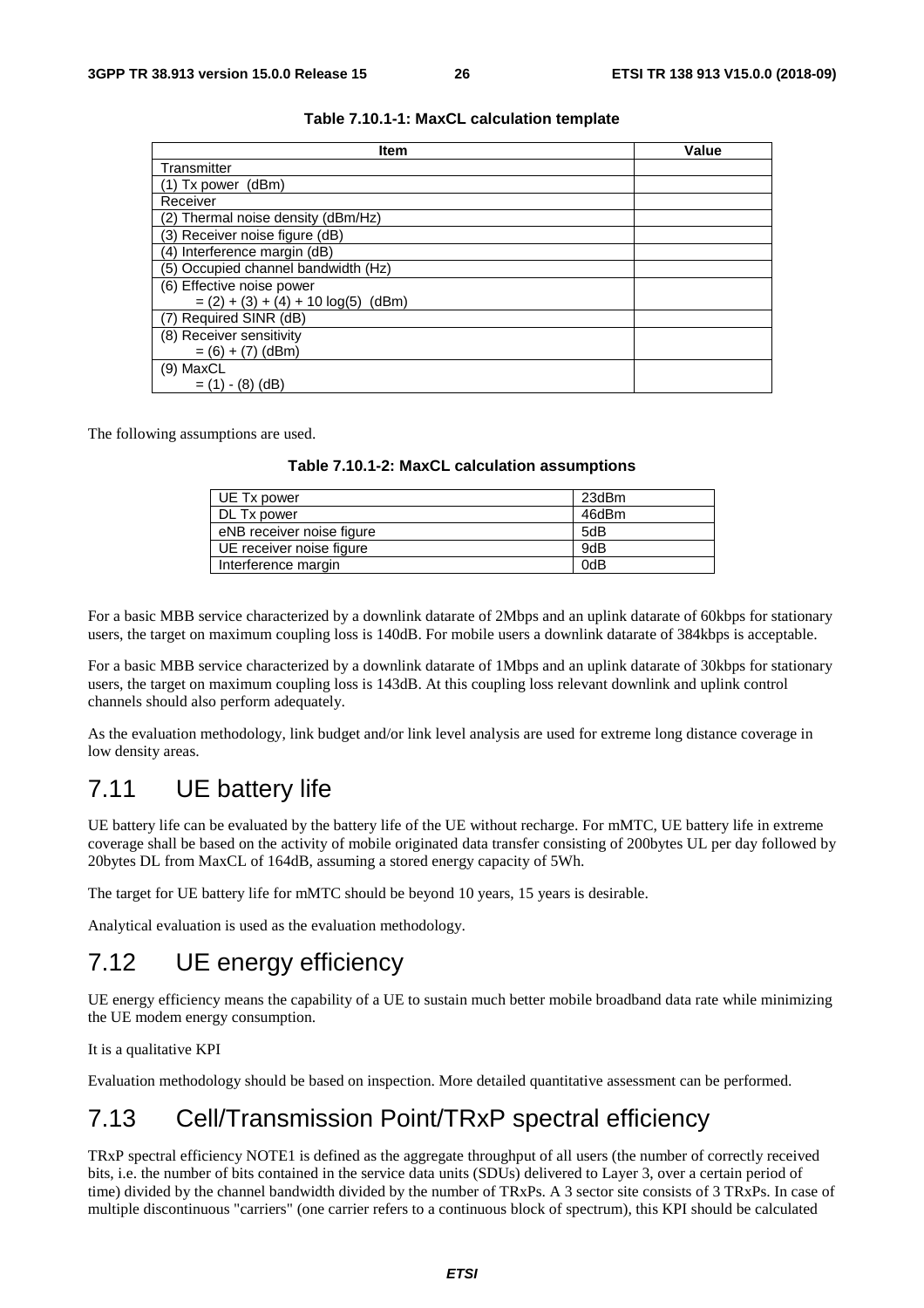**Table 7.10.1-1: MaxCL calculation template**

| Item | Value |
|---|---|
| Transmitter | |
| (1) Tx power (dBm) | |
| Receiver | |
| (2) Thermal noise density (dBm/Hz) | |
| (3) Receiver noise figure (dB) | |
| (4) Interference margin (dB) | |
| (5) Occupied channel bandwidth (Hz) | |
| (6) Effective noise power<br>= (2) + (3) + (4) + 10 log(5) (dBm) | |
| (7) Required SINR (dB) | |
| (8) Receiver sensitivity<br>= (6) + (7) (dBm) | |
| (9) MaxCL<br>= (1) - (8) (dB) | |

The following assumptions are used.

**Table 7.10.1-2: MaxCL calculation assumptions**

| | |
|---|---|
| UE Tx power | 23dBm |
| DL Tx power | 46dBm |
| eNB receiver noise figure | 5dB |
| UE receiver noise figure | 9dB |
| Interference margin | 0dB |

For a basic MBB service characterized by a downlink datarate of 2Mbps and an uplink datarate of 60kbps for stationary users, the target on maximum coupling loss is 140dB. For mobile users a downlink datarate of 384kbps is acceptable.

For a basic MBB service characterized by a downlink datarate of 1Mbps and an uplink datarate of 30kbps for stationary users, the target on maximum coupling loss is 143dB. At this coupling loss relevant downlink and uplink control channels should also perform adequately.

As the evaluation methodology, link budget and/or link level analysis are used for extreme long distance coverage in low density areas.

# 7.11 UE battery life

UE battery life can be evaluated by the battery life of the UE without recharge. For mMTC, UE battery life in extreme coverage shall be based on the activity of mobile originated data transfer consisting of 200bytes UL per day followed by 20bytes DL from MaxCL of 164dB, assuming a stored energy capacity of 5Wh.

The target for UE battery life for mMTC should be beyond 10 years, 15 years is desirable.

Analytical evaluation is used as the evaluation methodology.

# 7.12 UE energy efficiency

UE energy efficiency means the capability of a UE to sustain much better mobile broadband data rate while minimizing the UE modem energy consumption.

It is a qualitative KPI

Evaluation methodology should be based on inspection. More detailed quantitative assessment can be performed.

# 7.13 Cell/Transmission Point/TRxP spectral efficiency

TRxP spectral efficiency NOTE1 is defined as the aggregate throughput of all users (the number of correctly received bits, i.e. the number of bits contained in the service data units (SDUs) delivered to Layer 3, over a certain period of time) divided by the channel bandwidth divided by the number of TRxPs. A 3 sector site consists of 3 TRxPs. In case of multiple discontinuous "carriers" (one carrier refers to a continuous block of spectrum), this KPI should be calculated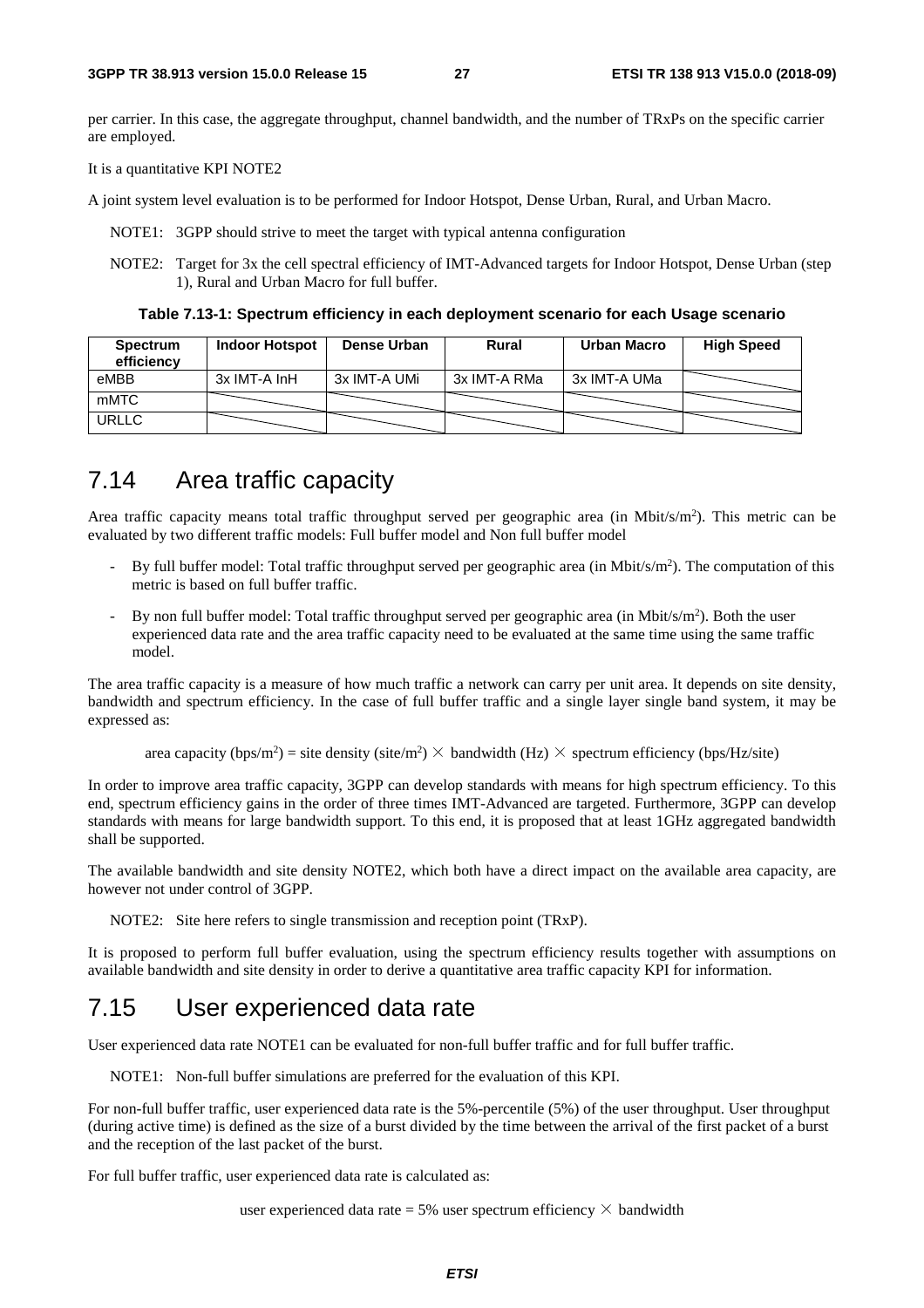per carrier. In this case, the aggregate throughput, channel bandwidth, and the number of TRxPs on the specific carrier are employed.

It is a quantitative KPI NOTE2

A joint system level evaluation is to be performed for Indoor Hotspot, Dense Urban, Rural, and Urban Macro.

NOTE1: 3GPP should strive to meet the target with typical antenna configuration

NOTE2: Target for 3x the cell spectral efficiency of IMT-Advanced targets for Indoor Hotspot, Dense Urban (step 1), Rural and Urban Macro for full buffer.

**Table 7.13-1: Spectrum efficiency in each deployment scenario for each Usage scenario**

| Spectrum efficiency | Indoor Hotspot | Dense Urban | Rural | Urban Macro | High Speed |
|---|---|---|---|---|---|
| eMBB | 3x IMT-A InH | 3x IMT-A UMi | 3x IMT-A RMa | 3x IMT-A UMa | |
| mMTC | | | | | |
| URLLC | | | | | |

## 7.14 Area traffic capacity

Area traffic capacity means total traffic throughput served per geographic area (in Mbit/s/m[2]). This metric can be evaluated by two different traffic models: Full buffer model and Non full buffer model

- By full buffer model: Total traffic throughput served per geographic area (in Mbit/s/m[2]). The computation of this metric is based on full buffer traffic.
- By non full buffer model: Total traffic throughput served per geographic area (in Mbit/s/m[2]). Both the user experienced data rate and the area traffic capacity need to be evaluated at the same time using the same traffic model.

The area traffic capacity is a measure of how much traffic a network can carry per unit area. It depends on site density, bandwidth and spectrum efficiency. In the case of full buffer traffic and a single layer single band system, it may be expressed as:

$$\text{area capacity (bps/m}^2\text{)} = \text{site density (site/m}^2\text{)} \times \text{bandwidth (Hz)} \times \text{spectrum efficiency (bps/Hz/site)}$$

In order to improve area traffic capacity, 3GPP can develop standards with means for high spectrum efficiency. To this end, spectrum efficiency gains in the order of three times IMT-Advanced are targeted. Furthermore, 3GPP can develop standards with means for large bandwidth support. To this end, it is proposed that at least 1GHz aggregated bandwidth shall be supported.

The available bandwidth and site density NOTE2, which both have a direct impact on the available area capacity, are however not under control of 3GPP.

NOTE2: Site here refers to single transmission and reception point (TRxP).

It is proposed to perform full buffer evaluation, using the spectrum efficiency results together with assumptions on available bandwidth and site density in order to derive a quantitative area traffic capacity KPI for information.

## 7.15 User experienced data rate

User experienced data rate NOTE1 can be evaluated for non-full buffer traffic and for full buffer traffic.

NOTE1: Non-full buffer simulations are preferred for the evaluation of this KPI.

For non-full buffer traffic, user experienced data rate is the 5%-percentile (5%) of the user throughput. User throughput (during active time) is defined as the size of a burst divided by the time between the arrival of the first packet of a burst and the reception of the last packet of the burst.

For full buffer traffic, user experienced data rate is calculated as:

$$\text{user experienced data rate} = 5\%\ \text{user spectrum efficiency} \times \text{bandwidth}$$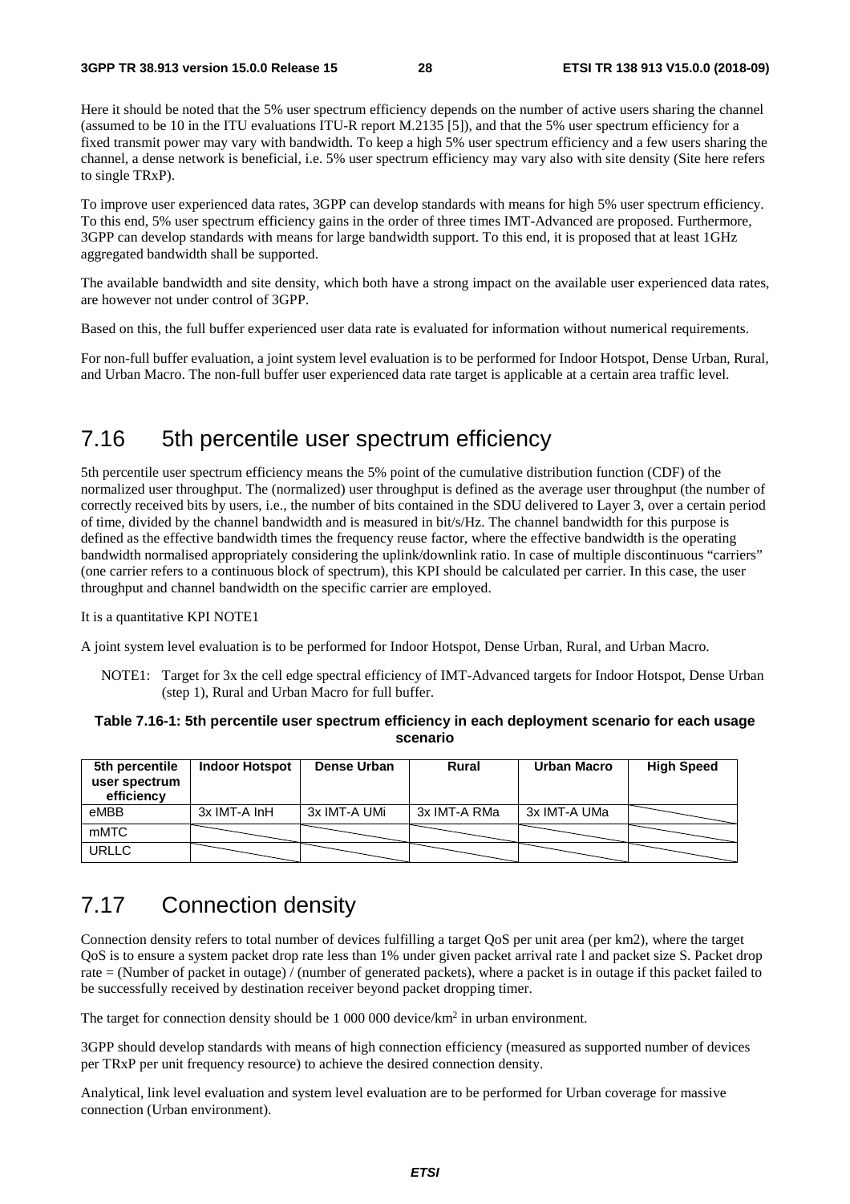Here it should be noted that the 5% user spectrum efficiency depends on the number of active users sharing the channel (assumed to be 10 in the ITU evaluations ITU-R report M.2135 [5]), and that the 5% user spectrum efficiency for a fixed transmit power may vary with bandwidth. To keep a high 5% user spectrum efficiency and a few users sharing the channel, a dense network is beneficial, i.e. 5% user spectrum efficiency may vary also with site density (Site here refers to single TRxP).

To improve user experienced data rates, 3GPP can develop standards with means for high 5% user spectrum efficiency. To this end, 5% user spectrum efficiency gains in the order of three times IMT-Advanced are proposed. Furthermore, 3GPP can develop standards with means for large bandwidth support. To this end, it is proposed that at least 1GHz aggregated bandwidth shall be supported.

The available bandwidth and site density, which both have a strong impact on the available user experienced data rates, are however not under control of 3GPP.

Based on this, the full buffer experienced user data rate is evaluated for information without numerical requirements.

For non-full buffer evaluation, a joint system level evaluation is to be performed for Indoor Hotspot, Dense Urban, Rural, and Urban Macro. The non-full buffer user experienced data rate target is applicable at a certain area traffic level.

## 7.16 5th percentile user spectrum efficiency

5th percentile user spectrum efficiency means the 5% point of the cumulative distribution function (CDF) of the normalized user throughput. The (normalized) user throughput is defined as the average user throughput (the number of correctly received bits by users, i.e., the number of bits contained in the SDU delivered to Layer 3, over a certain period of time, divided by the channel bandwidth and is measured in bit/s/Hz. The channel bandwidth for this purpose is defined as the effective bandwidth times the frequency reuse factor, where the effective bandwidth is the operating bandwidth normalised appropriately considering the uplink/downlink ratio. In case of multiple discontinuous "carriers" (one carrier refers to a continuous block of spectrum), this KPI should be calculated per carrier. In this case, the user throughput and channel bandwidth on the specific carrier are employed.

It is a quantitative KPI NOTE1

A joint system level evaluation is to be performed for Indoor Hotspot, Dense Urban, Rural, and Urban Macro.

NOTE1: Target for 3x the cell edge spectral efficiency of IMT-Advanced targets for Indoor Hotspot, Dense Urban (step 1), Rural and Urban Macro for full buffer.

**Table 7.16-1: 5th percentile user spectrum efficiency in each deployment scenario for each usage scenario**

| 5th percentile user spectrum efficiency | Indoor Hotspot | Dense Urban | Rural | Urban Macro | High Speed |
|---|---|---|---|---|---|
| eMBB | 3x IMT-A InH | 3x IMT-A UMi | 3x IMT-A RMa | 3x IMT-A UMa | |
| mMTC | | | | | |
| URLLC | | | | | |

## 7.17 Connection density

Connection density refers to total number of devices fulfilling a target QoS per unit area (per km2), where the target QoS is to ensure a system packet drop rate less than 1% under given packet arrival rate l and packet size S. Packet drop rate = (Number of packet in outage) / (number of generated packets), where a packet is in outage if this packet failed to be successfully received by destination receiver beyond packet dropping timer.

The target for connection density should be 1 000 000 device/km$^2$ in urban environment.

3GPP should develop standards with means of high connection efficiency (measured as supported number of devices per TRxP per unit frequency resource) to achieve the desired connection density.

Analytical, link level evaluation and system level evaluation are to be performed for Urban coverage for massive connection (Urban environment).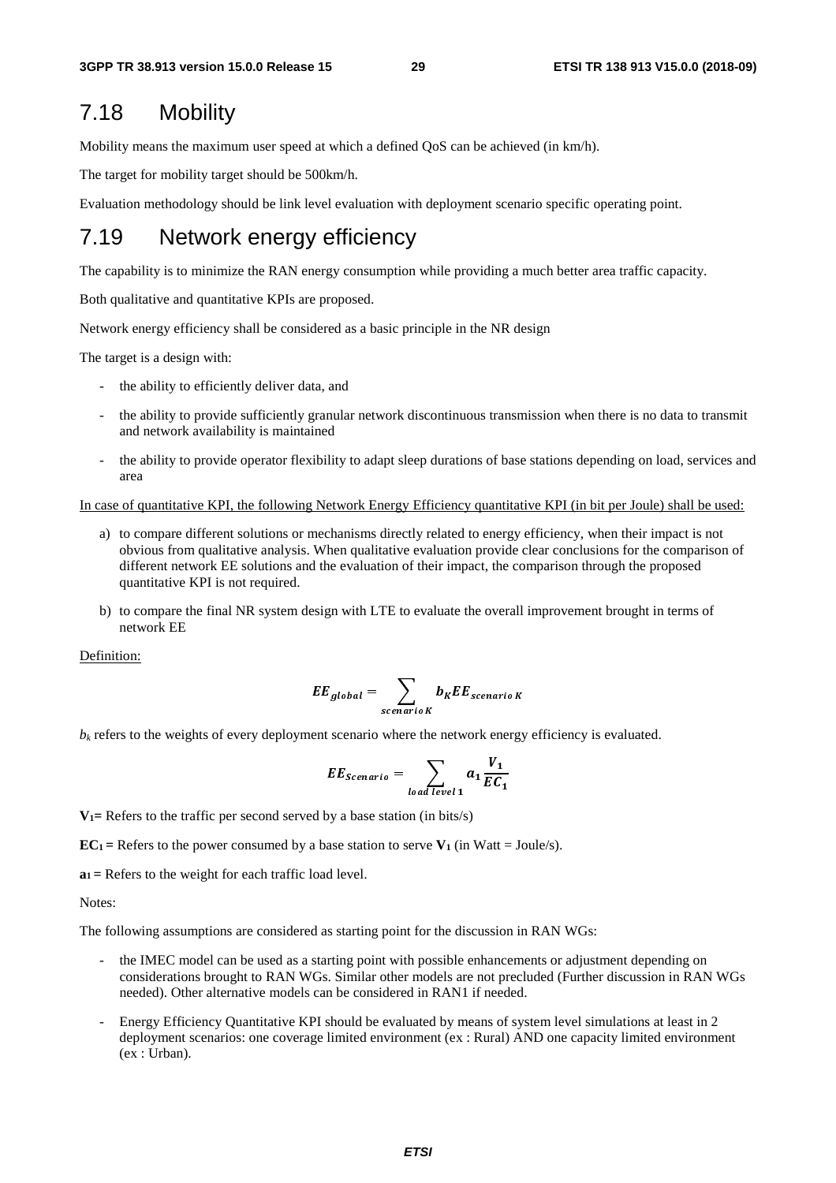## 7.18 Mobility

Mobility means the maximum user speed at which a defined QoS can be achieved (in km/h).

The target for mobility target should be 500km/h.

Evaluation methodology should be link level evaluation with deployment scenario specific operating point.

## 7.19 Network energy efficiency

The capability is to minimize the RAN energy consumption while providing a much better area traffic capacity.

Both qualitative and quantitative KPIs are proposed.

Network energy efficiency shall be considered as a basic principle in the NR design

The target is a design with:

- the ability to efficiently deliver data, and
- the ability to provide sufficiently granular network discontinuous transmission when there is no data to transmit and network availability is maintained
- the ability to provide operator flexibility to adapt sleep durations of base stations depending on load, services and area

In case of quantitative KPI, the following Network Energy Efficiency quantitative KPI (in bit per Joule) shall be used:

a) to compare different solutions or mechanisms directly related to energy efficiency, when their impact is not obvious from qualitative analysis. When qualitative evaluation provide clear conclusions for the comparison of different network EE solutions and the evaluation of their impact, the comparison through the proposed quantitative KPI is not required.

b) to compare the final NR system design with LTE to evaluate the overall improvement brought in terms of network EE

Definition:

$$\boldsymbol{EE_{global}} = \sum_{\boldsymbol{scenario\ K}} \boldsymbol{b_K EE_{scenario\ K}}$$

$b_k$ refers to the weights of every deployment scenario where the network energy efficiency is evaluated.

$$\boldsymbol{EE_{Scenario}} = \sum_{\boldsymbol{load\ level\ 1}} \boldsymbol{a_1 \frac{V_1}{EC_1}}$$

**$V_1$=** Refers to the traffic per second served by a base station (in bits/s)

**$EC_1$ =** Refers to the power consumed by a base station to serve **$V_1$** (in Watt = Joule/s).

**$a_1$ =** Refers to the weight for each traffic load level.

Notes:

The following assumptions are considered as starting point for the discussion in RAN WGs:

- the IMEC model can be used as a starting point with possible enhancements or adjustment depending on considerations brought to RAN WGs. Similar other models are not precluded (Further discussion in RAN WGs needed). Other alternative models can be considered in RAN1 if needed.
- Energy Efficiency Quantitative KPI should be evaluated by means of system level simulations at least in 2 deployment scenarios: one coverage limited environment (ex : Rural) AND one capacity limited environment (ex : Urban).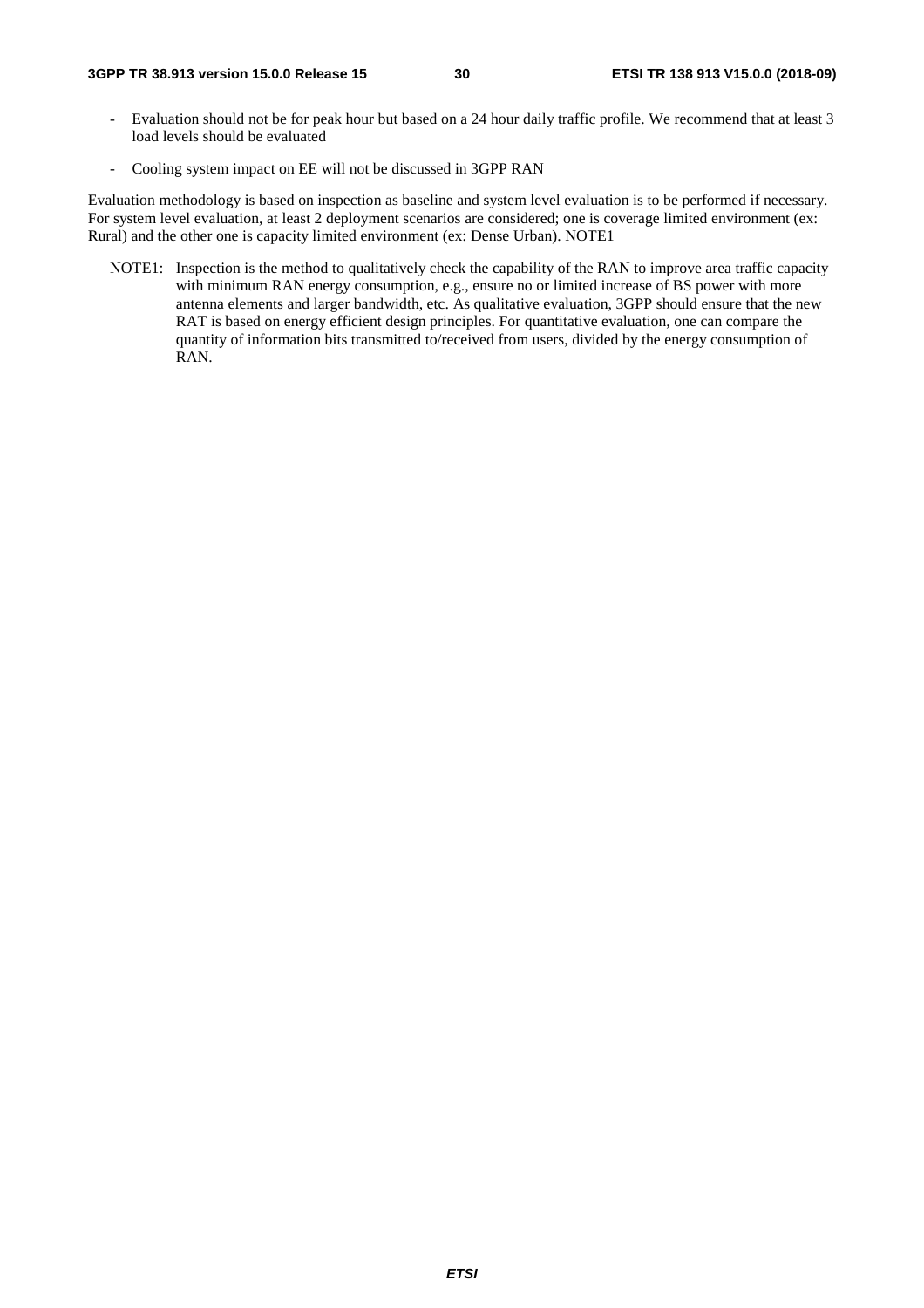- Evaluation should not be for peak hour but based on a 24 hour daily traffic profile. We recommend that at least 3 load levels should be evaluated

- Cooling system impact on EE will not be discussed in 3GPP RAN

Evaluation methodology is based on inspection as baseline and system level evaluation is to be performed if necessary. For system level evaluation, at least 2 deployment scenarios are considered; one is coverage limited environment (ex: Rural) and the other one is capacity limited environment (ex: Dense Urban). NOTE1

NOTE1: Inspection is the method to qualitatively check the capability of the RAN to improve area traffic capacity with minimum RAN energy consumption, e.g., ensure no or limited increase of BS power with more antenna elements and larger bandwidth, etc. As qualitative evaluation, 3GPP should ensure that the new RAT is based on energy efficient design principles. For quantitative evaluation, one can compare the quantity of information bits transmitted to/received from users, divided by the energy consumption of RAN.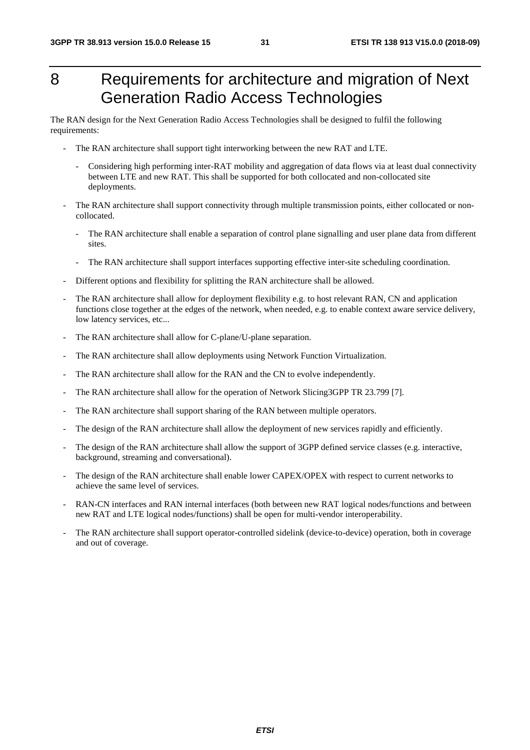# 8 Requirements for architecture and migration of Next Generation Radio Access Technologies

The RAN design for the Next Generation Radio Access Technologies shall be designed to fulfil the following requirements:

- The RAN architecture shall support tight interworking between the new RAT and LTE.
  - Considering high performing inter-RAT mobility and aggregation of data flows via at least dual connectivity between LTE and new RAT. This shall be supported for both collocated and non-collocated site deployments.
- The RAN architecture shall support connectivity through multiple transmission points, either collocated or non-collocated.
  - The RAN architecture shall enable a separation of control plane signalling and user plane data from different sites.
  - The RAN architecture shall support interfaces supporting effective inter-site scheduling coordination.
- Different options and flexibility for splitting the RAN architecture shall be allowed.
- The RAN architecture shall allow for deployment flexibility e.g. to host relevant RAN, CN and application functions close together at the edges of the network, when needed, e.g. to enable context aware service delivery, low latency services, etc...
- The RAN architecture shall allow for C-plane/U-plane separation.
- The RAN architecture shall allow deployments using Network Function Virtualization.
- The RAN architecture shall allow for the RAN and the CN to evolve independently.
- The RAN architecture shall allow for the operation of Network Slicing3GPP TR 23.799 [7].
- The RAN architecture shall support sharing of the RAN between multiple operators.
- The design of the RAN architecture shall allow the deployment of new services rapidly and efficiently.
- The design of the RAN architecture shall allow the support of 3GPP defined service classes (e.g. interactive, background, streaming and conversational).
- The design of the RAN architecture shall enable lower CAPEX/OPEX with respect to current networks to achieve the same level of services.
- RAN-CN interfaces and RAN internal interfaces (both between new RAT logical nodes/functions and between new RAT and LTE logical nodes/functions) shall be open for multi-vendor interoperability.
- The RAN architecture shall support operator-controlled sidelink (device-to-device) operation, both in coverage and out of coverage.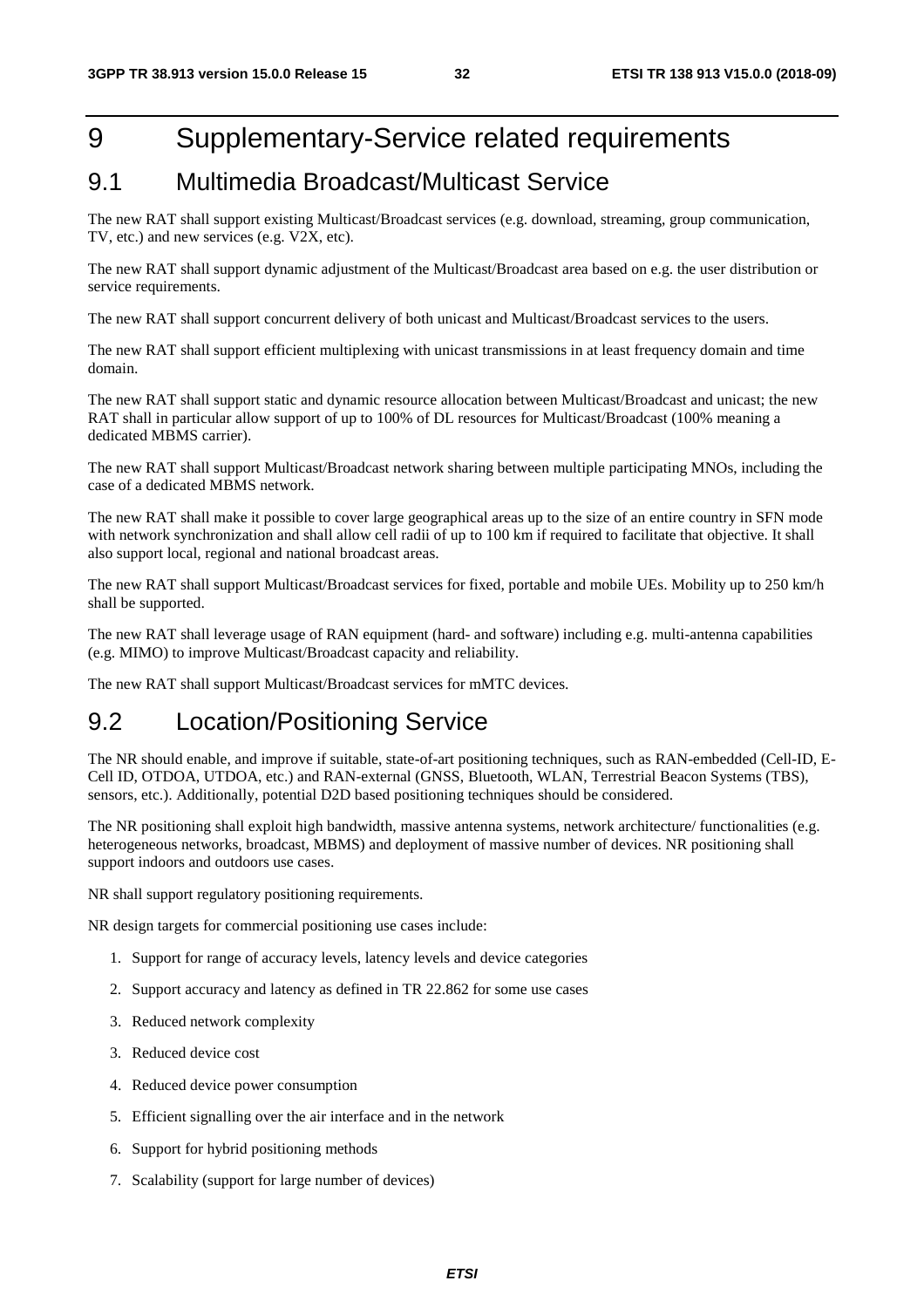# 9 Supplementary-Service related requirements

## 9.1 Multimedia Broadcast/Multicast Service

The new RAT shall support existing Multicast/Broadcast services (e.g. download, streaming, group communication, TV, etc.) and new services (e.g. V2X, etc).

The new RAT shall support dynamic adjustment of the Multicast/Broadcast area based on e.g. the user distribution or service requirements.

The new RAT shall support concurrent delivery of both unicast and Multicast/Broadcast services to the users.

The new RAT shall support efficient multiplexing with unicast transmissions in at least frequency domain and time domain.

The new RAT shall support static and dynamic resource allocation between Multicast/Broadcast and unicast; the new RAT shall in particular allow support of up to 100% of DL resources for Multicast/Broadcast (100% meaning a dedicated MBMS carrier).

The new RAT shall support Multicast/Broadcast network sharing between multiple participating MNOs, including the case of a dedicated MBMS network.

The new RAT shall make it possible to cover large geographical areas up to the size of an entire country in SFN mode with network synchronization and shall allow cell radii of up to 100 km if required to facilitate that objective. It shall also support local, regional and national broadcast areas.

The new RAT shall support Multicast/Broadcast services for fixed, portable and mobile UEs. Mobility up to 250 km/h shall be supported.

The new RAT shall leverage usage of RAN equipment (hard- and software) including e.g. multi-antenna capabilities (e.g. MIMO) to improve Multicast/Broadcast capacity and reliability.

The new RAT shall support Multicast/Broadcast services for mMTC devices.

## 9.2 Location/Positioning Service

The NR should enable, and improve if suitable, state-of-art positioning techniques, such as RAN-embedded (Cell-ID, E-Cell ID, OTDOA, UTDOA, etc.) and RAN-external (GNSS, Bluetooth, WLAN, Terrestrial Beacon Systems (TBS), sensors, etc.). Additionally, potential D2D based positioning techniques should be considered.

The NR positioning shall exploit high bandwidth, massive antenna systems, network architecture/ functionalities (e.g. heterogeneous networks, broadcast, MBMS) and deployment of massive number of devices. NR positioning shall support indoors and outdoors use cases.

NR shall support regulatory positioning requirements.

NR design targets for commercial positioning use cases include:

1. Support for range of accuracy levels, latency levels and device categories
2. Support accuracy and latency as defined in TR 22.862 for some use cases
3. Reduced network complexity
3. Reduced device cost
4. Reduced device power consumption
5. Efficient signalling over the air interface and in the network
6. Support for hybrid positioning methods
7. Scalability (support for large number of devices)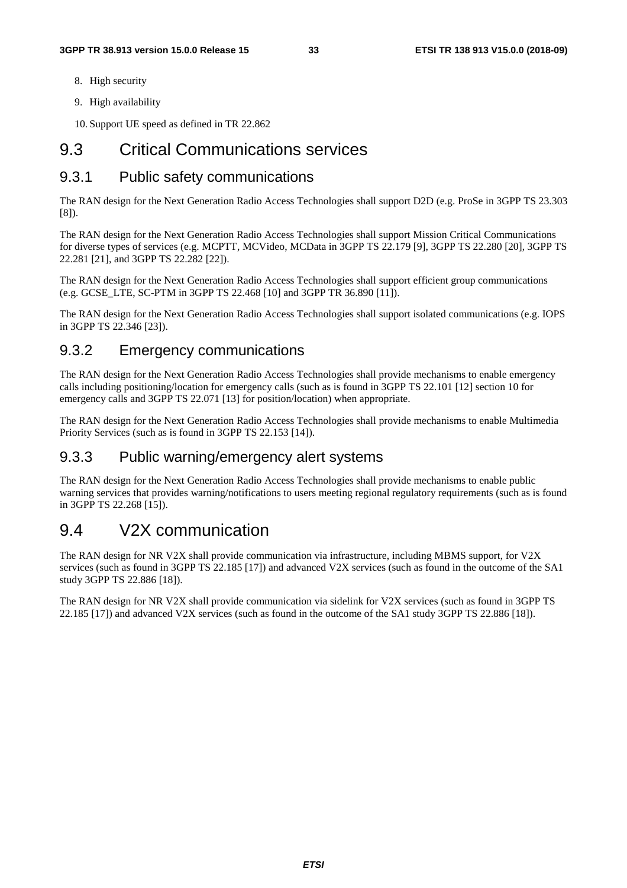8. High security
9. High availability
10. Support UE speed as defined in TR 22.862

# 9.3 Critical Communications services

## 9.3.1 Public safety communications

The RAN design for the Next Generation Radio Access Technologies shall support D2D (e.g. ProSe in 3GPP TS 23.303 [8]).

The RAN design for the Next Generation Radio Access Technologies shall support Mission Critical Communications for diverse types of services (e.g. MCPTT, MCVideo, MCData in 3GPP TS 22.179 [9], 3GPP TS 22.280 [20], 3GPP TS 22.281 [21], and 3GPP TS 22.282 [22]).

The RAN design for the Next Generation Radio Access Technologies shall support efficient group communications (e.g. GCSE_LTE, SC-PTM in 3GPP TS 22.468 [10] and 3GPP TR 36.890 [11]).

The RAN design for the Next Generation Radio Access Technologies shall support isolated communications (e.g. IOPS in 3GPP TS 22.346 [23]).

## 9.3.2 Emergency communications

The RAN design for the Next Generation Radio Access Technologies shall provide mechanisms to enable emergency calls including positioning/location for emergency calls (such as is found in 3GPP TS 22.101 [12] section 10 for emergency calls and 3GPP TS 22.071 [13] for position/location) when appropriate.

The RAN design for the Next Generation Radio Access Technologies shall provide mechanisms to enable Multimedia Priority Services (such as is found in 3GPP TS 22.153 [14]).

## 9.3.3 Public warning/emergency alert systems

The RAN design for the Next Generation Radio Access Technologies shall provide mechanisms to enable public warning services that provides warning/notifications to users meeting regional regulatory requirements (such as is found in 3GPP TS 22.268 [15]).

# 9.4 V2X communication

The RAN design for NR V2X shall provide communication via infrastructure, including MBMS support, for V2X services (such as found in 3GPP TS 22.185 [17]) and advanced V2X services (such as found in the outcome of the SA1 study 3GPP TS 22.886 [18]).

The RAN design for NR V2X shall provide communication via sidelink for V2X services (such as found in 3GPP TS 22.185 [17]) and advanced V2X services (such as found in the outcome of the SA1 study 3GPP TS 22.886 [18]).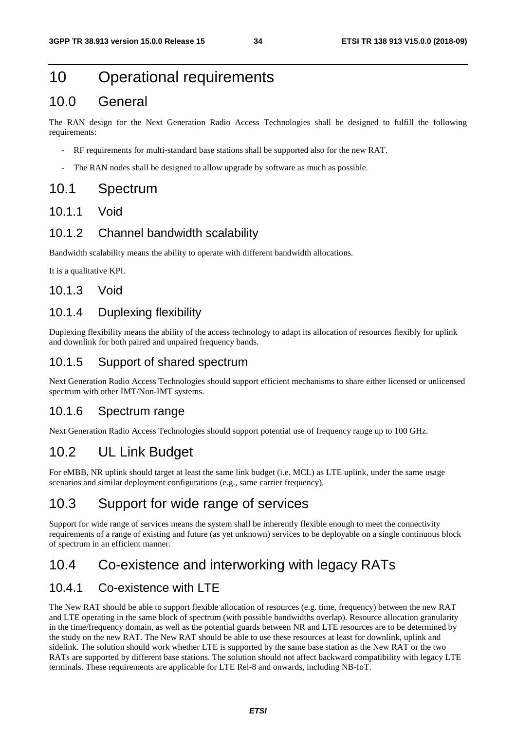# 10 Operational requirements

## 10.0 General

The RAN design for the Next Generation Radio Access Technologies shall be designed to fulfill the following requirements:

- RF requirements for multi-standard base stations shall be supported also for the new RAT.
- The RAN nodes shall be designed to allow upgrade by software as much as possible.

## 10.1 Spectrum

### 10.1.1 Void

### 10.1.2 Channel bandwidth scalability

Bandwidth scalability means the ability to operate with different bandwidth allocations.

It is a qualitative KPI.

### 10.1.3 Void

### 10.1.4 Duplexing flexibility

Duplexing flexibility means the ability of the access technology to adapt its allocation of resources flexibly for uplink and downlink for both paired and unpaired frequency bands.

### 10.1.5 Support of shared spectrum

Next Generation Radio Access Technologies should support efficient mechanisms to share either licensed or unlicensed spectrum with other IMT/Non-IMT systems.

### 10.1.6 Spectrum range

Next Generation Radio Access Technologies should support potential use of frequency range up to 100 GHz.

## 10.2 UL Link Budget

For eMBB, NR uplink should target at least the same link budget (i.e. MCL) as LTE uplink, under the same usage scenarios and similar deployment configurations (e.g., same carrier frequency).

## 10.3 Support for wide range of services

Support for wide range of services means the system shall be inherently flexible enough to meet the connectivity requirements of a range of existing and future (as yet unknown) services to be deployable on a single continuous block of spectrum in an efficient manner.

## 10.4 Co-existence and interworking with legacy RATs

### 10.4.1 Co-existence with LTE

The New RAT should be able to support flexible allocation of resources (e.g. time, frequency) between the new RAT and LTE operating in the same block of spectrum (with possible bandwidths overlap). Resource allocation granularity in the time/frequency domain, as well as the potential guards between NR and LTE resources are to be determined by the study on the new RAT. The New RAT should be able to use these resources at least for downlink, uplink and sidelink. The solution should work whether LTE is supported by the same base station as the New RAT or the two RATs are supported by different base stations. The solution should not affect backward compatibility with legacy LTE terminals. These requirements are applicable for LTE Rel-8 and onwards, including NB-IoT.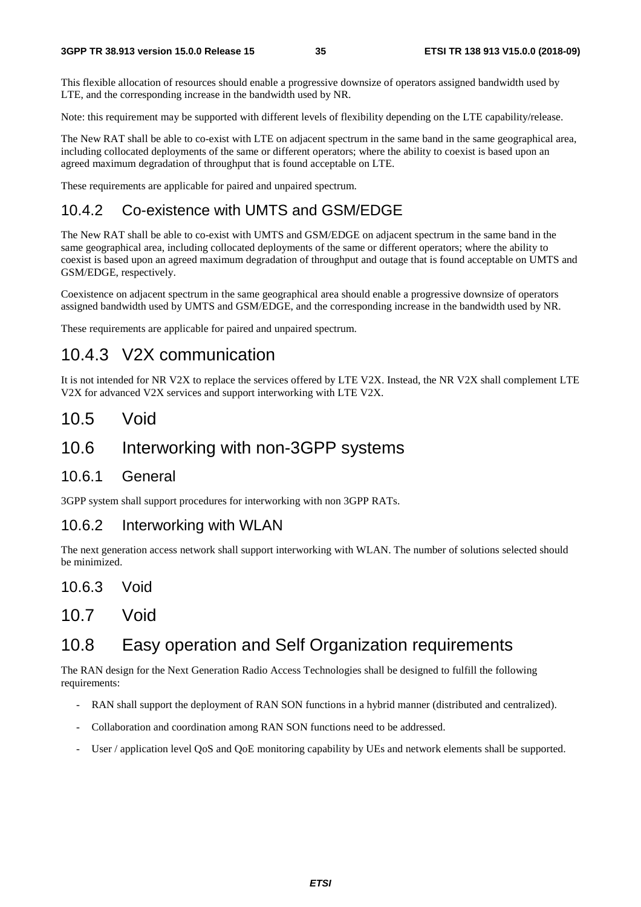This flexible allocation of resources should enable a progressive downsize of operators assigned bandwidth used by LTE, and the corresponding increase in the bandwidth used by NR.

Note: this requirement may be supported with different levels of flexibility depending on the LTE capability/release.

The New RAT shall be able to co-exist with LTE on adjacent spectrum in the same band in the same geographical area, including collocated deployments of the same or different operators; where the ability to coexist is based upon an agreed maximum degradation of throughput that is found acceptable on LTE.

These requirements are applicable for paired and unpaired spectrum.

### 10.4.2 Co-existence with UMTS and GSM/EDGE

The New RAT shall be able to co-exist with UMTS and GSM/EDGE on adjacent spectrum in the same band in the same geographical area, including collocated deployments of the same or different operators; where the ability to coexist is based upon an agreed maximum degradation of throughput and outage that is found acceptable on UMTS and GSM/EDGE, respectively.

Coexistence on adjacent spectrum in the same geographical area should enable a progressive downsize of operators assigned bandwidth used by UMTS and GSM/EDGE, and the corresponding increase in the bandwidth used by NR.

These requirements are applicable for paired and unpaired spectrum.

### 10.4.3 V2X communication

It is not intended for NR V2X to replace the services offered by LTE V2X. Instead, the NR V2X shall complement LTE V2X for advanced V2X services and support interworking with LTE V2X.

## 10.5 Void

## 10.6 Interworking with non-3GPP systems

### 10.6.1 General

3GPP system shall support procedures for interworking with non 3GPP RATs.

### 10.6.2 Interworking with WLAN

The next generation access network shall support interworking with WLAN. The number of solutions selected should be minimized.

### 10.6.3 Void

## 10.7 Void

## 10.8 Easy operation and Self Organization requirements

The RAN design for the Next Generation Radio Access Technologies shall be designed to fulfill the following requirements:

- RAN shall support the deployment of RAN SON functions in a hybrid manner (distributed and centralized).
- Collaboration and coordination among RAN SON functions need to be addressed.
- User / application level QoS and QoE monitoring capability by UEs and network elements shall be supported.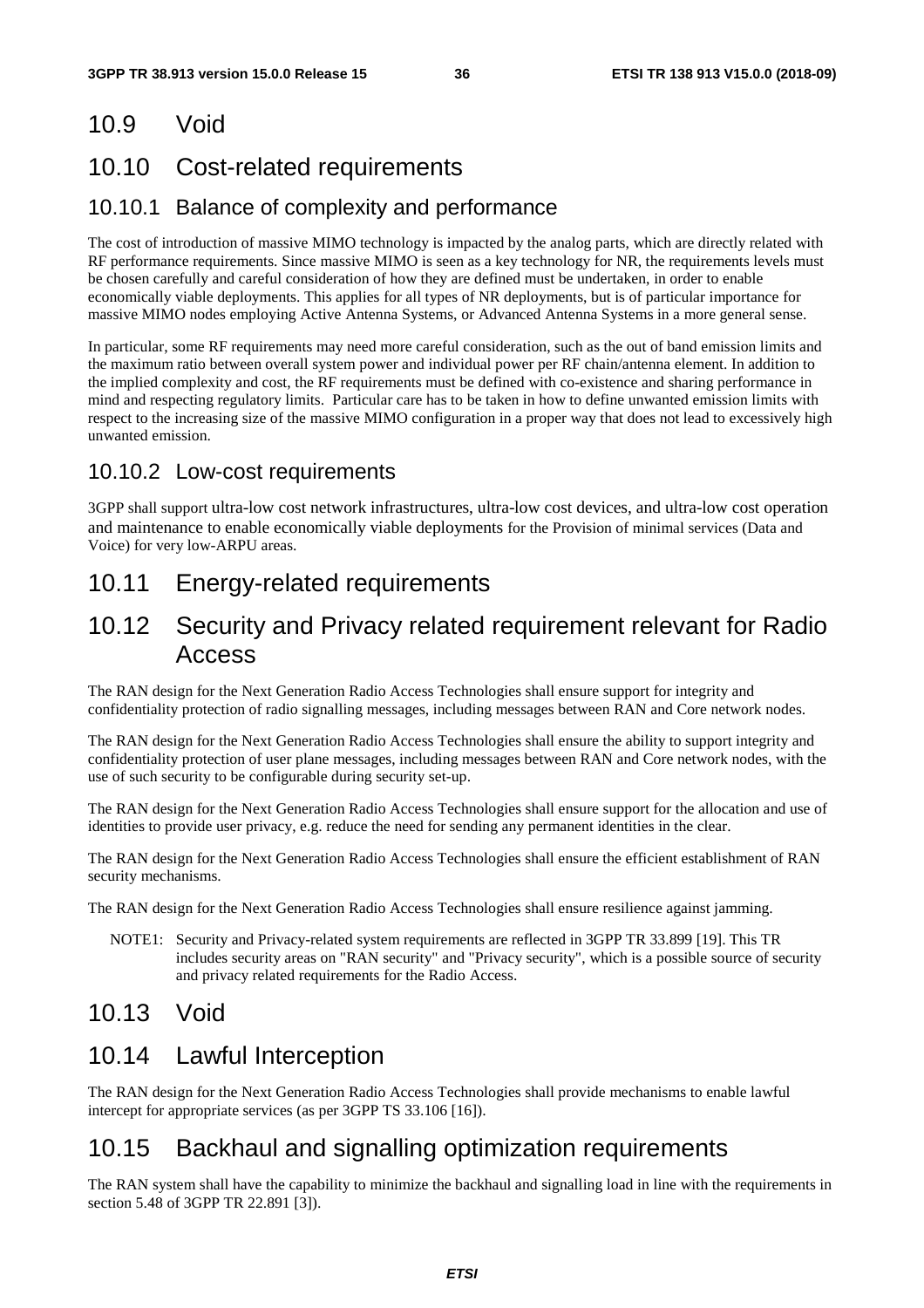## 10.9 Void

## 10.10 Cost-related requirements

### 10.10.1 Balance of complexity and performance

The cost of introduction of massive MIMO technology is impacted by the analog parts, which are directly related with RF performance requirements. Since massive MIMO is seen as a key technology for NR, the requirements levels must be chosen carefully and careful consideration of how they are defined must be undertaken, in order to enable economically viable deployments. This applies for all types of NR deployments, but is of particular importance for massive MIMO nodes employing Active Antenna Systems, or Advanced Antenna Systems in a more general sense.

In particular, some RF requirements may need more careful consideration, such as the out of band emission limits and the maximum ratio between overall system power and individual power per RF chain/antenna element. In addition to the implied complexity and cost, the RF requirements must be defined with co-existence and sharing performance in mind and respecting regulatory limits. Particular care has to be taken in how to define unwanted emission limits with respect to the increasing size of the massive MIMO configuration in a proper way that does not lead to excessively high unwanted emission.

### 10.10.2 Low-cost requirements

3GPP shall support ultra-low cost network infrastructures, ultra-low cost devices, and ultra-low cost operation and maintenance to enable economically viable deployments for the Provision of minimal services (Data and Voice) for very low-ARPU areas.

## 10.11 Energy-related requirements

## 10.12 Security and Privacy related requirement relevant for Radio Access

The RAN design for the Next Generation Radio Access Technologies shall ensure support for integrity and confidentiality protection of radio signalling messages, including messages between RAN and Core network nodes.

The RAN design for the Next Generation Radio Access Technologies shall ensure the ability to support integrity and confidentiality protection of user plane messages, including messages between RAN and Core network nodes, with the use of such security to be configurable during security set-up.

The RAN design for the Next Generation Radio Access Technologies shall ensure support for the allocation and use of identities to provide user privacy, e.g. reduce the need for sending any permanent identities in the clear.

The RAN design for the Next Generation Radio Access Technologies shall ensure the efficient establishment of RAN security mechanisms.

The RAN design for the Next Generation Radio Access Technologies shall ensure resilience against jamming.

NOTE1: Security and Privacy-related system requirements are reflected in 3GPP TR 33.899 [19]. This TR includes security areas on "RAN security" and "Privacy security", which is a possible source of security and privacy related requirements for the Radio Access.

## 10.13 Void

## 10.14 Lawful Interception

The RAN design for the Next Generation Radio Access Technologies shall provide mechanisms to enable lawful intercept for appropriate services (as per 3GPP TS 33.106 [16]).

## 10.15 Backhaul and signalling optimization requirements

The RAN system shall have the capability to minimize the backhaul and signalling load in line with the requirements in section 5.48 of 3GPP TR 22.891 [3]).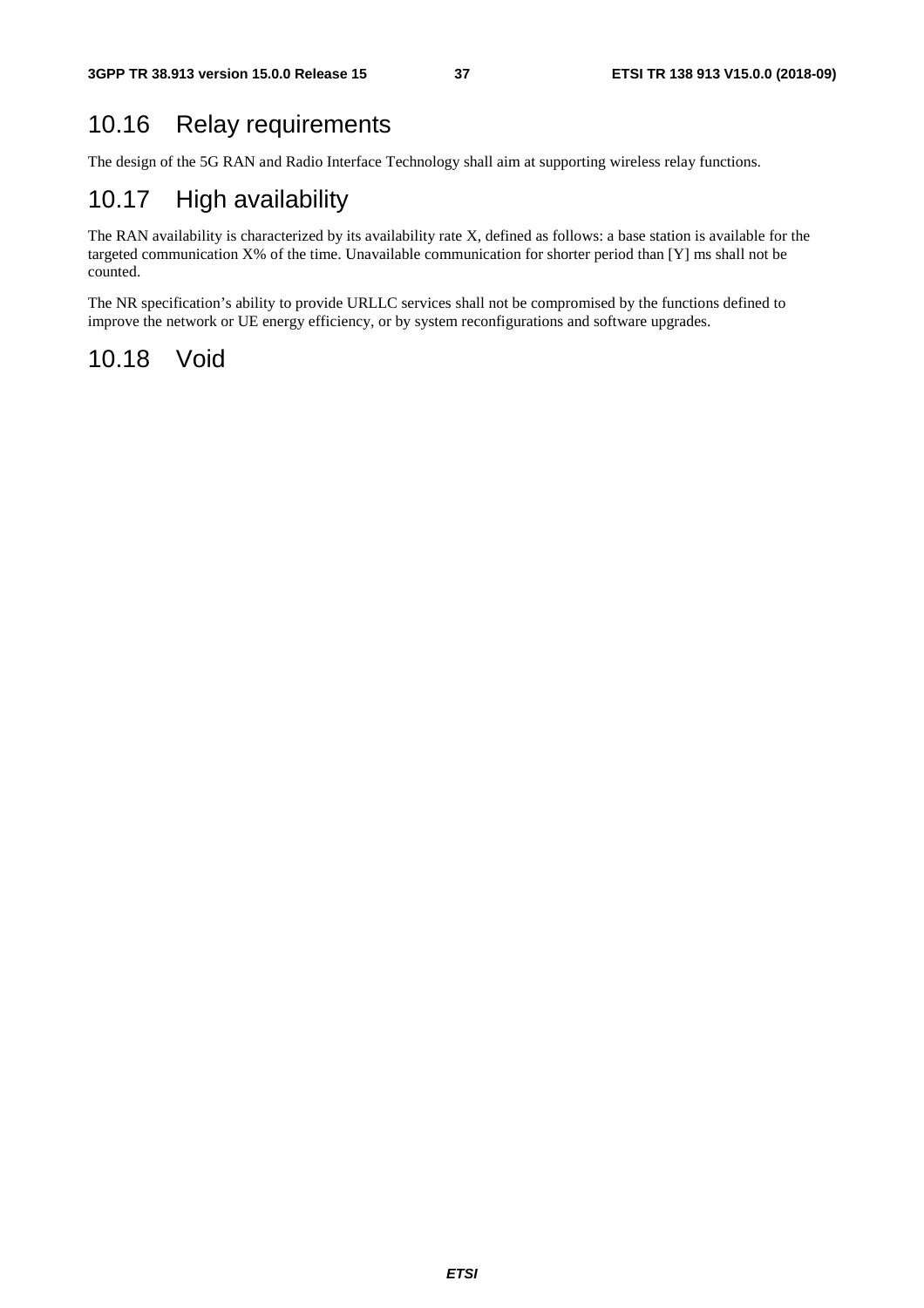## 10.16 Relay requirements

The design of the 5G RAN and Radio Interface Technology shall aim at supporting wireless relay functions.

## 10.17 High availability

The RAN availability is characterized by its availability rate X, defined as follows: a base station is available for the targeted communication X% of the time. Unavailable communication for shorter period than [Y] ms shall not be counted.

The NR specification's ability to provide URLLC services shall not be compromised by the functions defined to improve the network or UE energy efficiency, or by system reconfigurations and software upgrades.

## 10.18 Void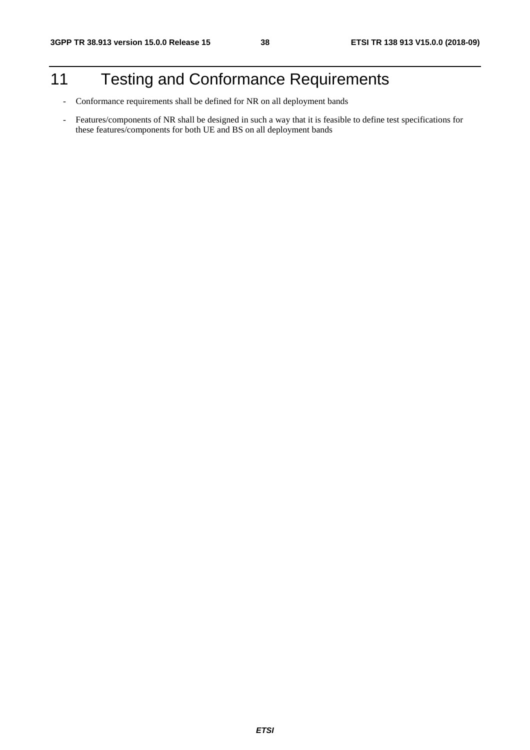# 11 Testing and Conformance Requirements

- Conformance requirements shall be defined for NR on all deployment bands
- Features/components of NR shall be designed in such a way that it is feasible to define test specifications for these features/components for both UE and BS on all deployment bands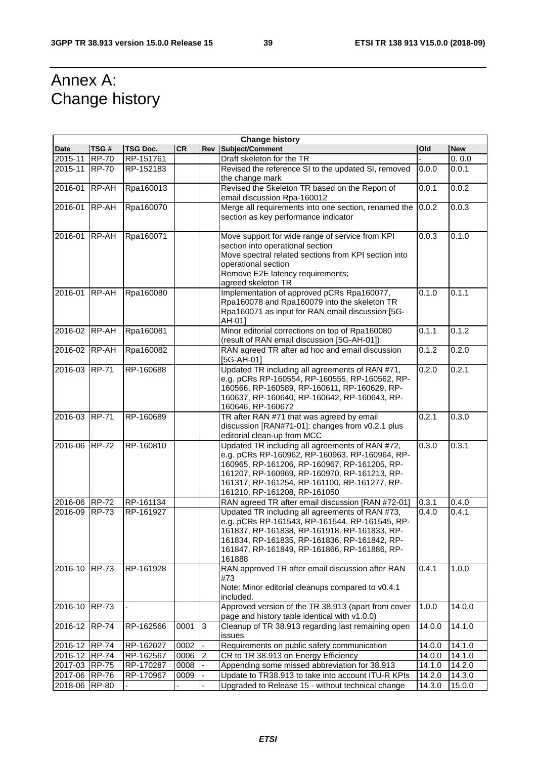# Annex A: Change history

| Change history | | | | | | | |
|---|---|---|---|---|---|---|---|
| **Date** | **TSG #** | **TSG Doc.** | **CR** | **Rev** | **Subject/Comment** | **Old** | **New** |
| 2015-11 | RP-70 | RP-151761 | | | Draft skeleton for the TR | - | 0. 0.0 |
| 2015-11 | RP-70 | RP-152183 | | | Revised the reference SI to the updated SI, removed the change mark | 0.0.0 | 0.0.1 |
| 2016-01 | RP-AH | Rpa160013 | | | Revised the Skeleton TR based on the Report of email discussion Rpa-160012 | 0.0.1 | 0.0.2 |
| 2016-01 | RP-AH | Rpa160070 | | | Merge all requirements into one section, renamed the section as key performance indicator | 0.0.2 | 0.0.3 |
| 2016-01 | RP-AH | Rpa160071 | | | Move support for wide range of service from KPI section into operational section<br>Move spectral related sections from KPI section into operational section<br>Remove E2E latency requirements;<br>agreed skeleton TR | 0.0.3 | 0.1.0 |
| 2016-01 | RP-AH | Rpa160080 | | | Implementation of approved pCRs Rpa160077, Rpa160078 and Rpa160079 into the skeleton TR Rpa160071 as input for RAN email discussion [5G-AH-01] | 0.1.0 | 0.1.1 |
| 2016-02 | RP-AH | Rpa160081 | | | Minor editorial corrections on top of Rpa160080 (result of RAN email discussion [5G-AH-01]) | 0.1.1 | 0.1.2 |
| 2016-02 | RP-AH | Rpa160082 | | | RAN agreed TR after ad hoc and email discussion [5G-AH-01] | 0.1.2 | 0.2.0 |
| 2016-03 | RP-71 | RP-160688 | | | Updated TR including all agreements of RAN #71, e.g. pCRs RP-160554, RP-160555, RP-160562, RP-160566, RP-160589, RP-160611, RP-160629, RP-160637, RP-160640, RP-160642, RP-160643, RP-160646, RP-160672 | 0.2.0 | 0.2.1 |
| 2016-03 | RP-71 | RP-160689 | | | TR after RAN #71 that was agreed by email discussion [RAN#71-01]: changes from v0.2.1 plus editorial clean-up from MCC | 0.2.1 | 0.3.0 |
| 2016-06 | RP-72 | RP-160810 | | | Updated TR including all agreements of RAN #72, e.g. pCRs RP-160962, RP-160963, RP-160964, RP-160965, RP-161206, RP-160967, RP-161205, RP-161207, RP-160969, RP-160970, RP-161213, RP-161317, RP-161254, RP-161100, RP-161277, RP-161210, RP-161208, RP-161050 | 0.3.0 | 0.3.1 |
| 2016-06 | RP-72 | RP-161134 | | | RAN agreed TR after email discussion [RAN #72-01] | 0.3.1 | 0.4.0 |
| 2016-09 | RP-73 | RP-161927 | | | Updated TR including all agreements of RAN #73, e.g. pCRs RP-161543, RP-161544, RP-161545, RP-161837, RP-161838, RP-161918, RP-161833, RP-161834, RP-161835, RP-161836, RP-161842, RP-161847, RP-161849, RP-161866, RP-161886, RP-161888 | 0.4.0 | 0.4.1 |
| 2016-10 | RP-73 | RP-161928 | | | RAN approved TR after email discussion after RAN #73<br>Note: Minor editorial cleanups compared to v0.4.1 included. | 0.4.1 | 1.0.0 |
| 2016-10 | RP-73 | - | | | Approved version of the TR 38.913 (apart from cover page and history table identical with v1.0.0) | 1.0.0 | 14.0.0 |
| 2016-12 | RP-74 | RP-162566 | 0001 | 3 | Cleanup of TR 38.913 regarding last remaining open issues | 14.0.0 | 14.1.0 |
| 2016-12 | RP-74 | RP-162027 | 0002 | - | Requirements on public safety communication | 14.0.0 | 14.1.0 |
| 2016-12 | RP-74 | RP-162567 | 0006 | 2 | CR to TR 38.913 on Energy Efficiency | 14.0.0 | 14.1.0 |
| 2017-03 | RP-75 | RP-170287 | 0008 | - | Appending some missed abbreviation for 38.913 | 14.1.0 | 14.2.0 |
| 2017-06 | RP-76 | RP-170967 | 0009 | - | Update to TR38.913 to take into account ITU-R KPIs | 14.2.0 | 14.3.0 |
| 2018-06 | RP-80 | - | - | - | Upgraded to Release 15 - without technical change | 14.3.0 | 15.0.0 |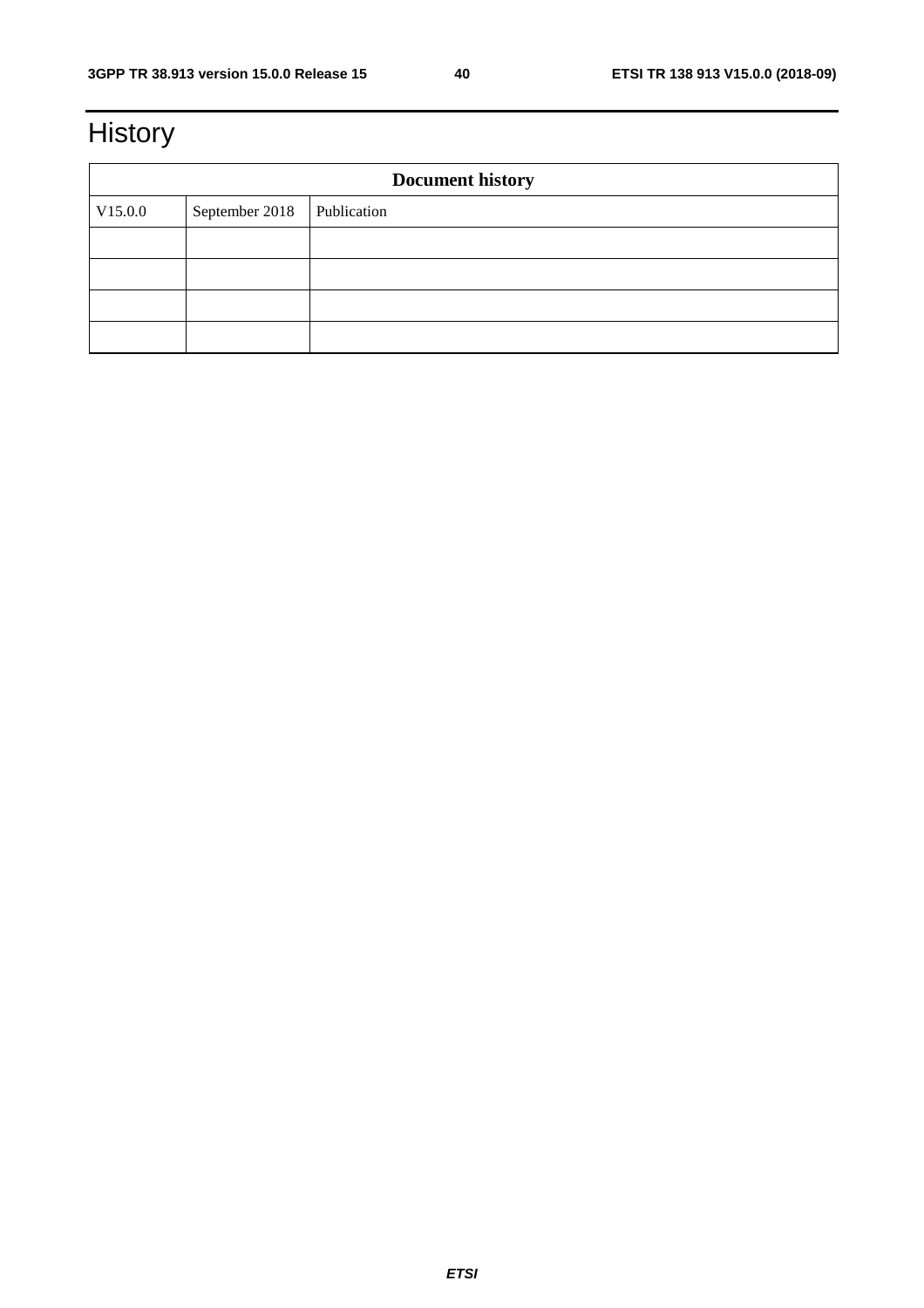# History

| Document history | | |
|---|---|---|
| V15.0.0 | September 2018 | Publication |
| | | |
| | | |
| | | |
| | | |